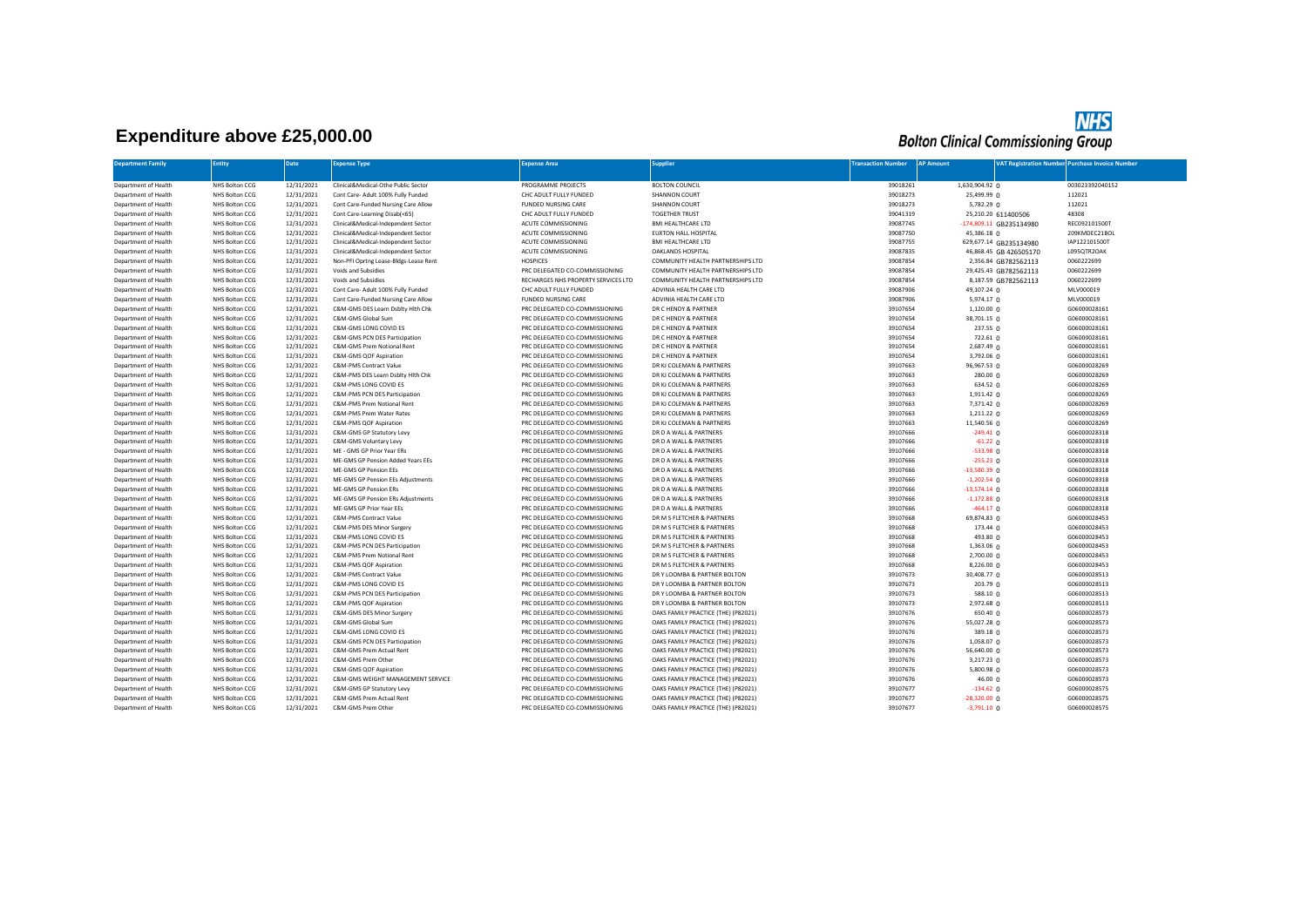# Expenditure above £25,000.00

**NHS Bolton Clinical Commissioning Group**

| Department Family | Entity | Date | Expense Type | Expense Area | Supplier | Transaction Number | AP Amount | VAT Registration Number | Purchase Invoice Number |
|---|---|---|---|---|---|---|---|---|---|
| Department of Health | NHS Bolton CCG | 12/31/2021 | Clinical&Medical-Othe Public Sector | PROGRAMME PROJECTS | BOLTON COUNCIL | 39018261 | 1,630,904.92 | 0 | 003023392040152 |
| Department of Health | NHS Bolton CCG | 12/31/2021 | Cont Care- Adult 100% Fully Funded | CHC ADULT FULLY FUNDED | SHANNON COURT | 39018273 | 25,499.99 | 0 | 112021 |
| Department of Health | NHS Bolton CCG | 12/31/2021 | Cont Care-Funded Nursing Care Allow | FUNDED NURSING CARE | SHANNON COURT | 39018273 | 5,782.29 | 0 | 112021 |
| Department of Health | NHS Bolton CCG | 12/31/2021 | Cont Care-Learning Disab(<65) | CHC ADULT FULLY FUNDED | TOGETHER TRUST | 39041319 | 25,210.20 | 611400506 | 48308 |
| Department of Health | NHS Bolton CCG | 12/31/2021 | Clinical&Medical-Independent Sector | ACUTE COMMISSIONING | BMI HEALTHCARE LTD | 39087745 | -174,809.11 | GB235134980 | RECO92101500T |
| Department of Health | NHS Bolton CCG | 12/31/2021 | Clinical&Medical-Independent Sector | ACUTE COMMISSIONING | EUXTON HALL HOSPITAL | 39087750 | 45,386.18 | 0 | 209KMDEC21BOL |
| Department of Health | NHS Bolton CCG | 12/31/2021 | Clinical&Medical-Independent Sector | ACUTE COMMISSIONING | BMI HEALTHCARE LTD | 39087755 | 629,677.14 | GB235134980 | IAP122101500T |
| Department of Health | NHS Bolton CCG | 12/31/2021 | Clinical&Medical-Independent Sector | ACUTE COMMISSIONING | OAKLANDS HOSPITAL | 39087835 | 46,868.45 | GB 426505170 | L095QTR2OAK |
| Department of Health | NHS Bolton CCG | 12/31/2021 | Non-PFI Oprtng Lease-Bldgs-Lease Rent | HOSPICES | COMMUNITY HEALTH PARTNERSHIPS LTD | 39087854 | 2,356.84 | GB782562113 | 0060222699 |
| Department of Health | NHS Bolton CCG | 12/31/2021 | Voids and Subsidies | PRC DELEGATED CO-COMMISSIONING | COMMUNITY HEALTH PARTNERSHIPS LTD | 39087854 | 29,425.43 | GB782562113 | 0060222699 |
| Department of Health | NHS Bolton CCG | 12/31/2021 | Voids and Subsidies | RECHARGES NHS PROPERTY SERVICES LTD | COMMUNITY HEALTH PARTNERSHIPS LTD | 39087854 | 8,187.59 | GB782562113 | 0060222699 |
| Department of Health | NHS Bolton CCG | 12/31/2021 | Cont Care- Adult 100% Fully Funded | CHC ADULT FULLY FUNDED | ADVINIA HEALTH CARE LTD | 39087906 | 49,107.24 | 0 | MLV000019 |
| Department of Health | NHS Bolton CCG | 12/31/2021 | Cont Care-Funded Nursing Care Allow | FUNDED NURSING CARE | ADVINIA HEALTH CARE LTD | 39087906 | 5,974.17 | 0 | MLV000019 |
| Department of Health | NHS Bolton CCG | 12/31/2021 | C&M-GMS DES Learn Dsblty Hlth Chk | PRC DELEGATED CO-COMMISSIONING | DR C HENDY & PARTNER | 39107654 | 1,120.00 | 0 | G06000028161 |
| Department of Health | NHS Bolton CCG | 12/31/2021 | C&M-GMS Global Sum | PRC DELEGATED CO-COMMISSIONING | DR C HENDY & PARTNER | 39107654 | 38,701.15 | 0 | G06000028161 |
| Department of Health | NHS Bolton CCG | 12/31/2021 | C&M-GMS LONG COVID ES | PRC DELEGATED CO-COMMISSIONING | DR C HENDY & PARTNER | 39107654 | 237.55 | 0 | G06000028161 |
| Department of Health | NHS Bolton CCG | 12/31/2021 | C&M-GMS PCN DES Participation | PRC DELEGATED CO-COMMISSIONING | DR C HENDY & PARTNER | 39107654 | 722.61 | 0 | G06000028161 |
| Department of Health | NHS Bolton CCG | 12/31/2021 | C&M-GMS Prem Notional Rent | PRC DELEGATED CO-COMMISSIONING | DR C HENDY & PARTNER | 39107654 | 2,687.49 | 0 | G06000028161 |
| Department of Health | NHS Bolton CCG | 12/31/2021 | C&M-GMS QOF Aspiration | PRC DELEGATED CO-COMMISSIONING | DR C HENDY & PARTNER | 39107654 | 3,792.06 | 0 | G06000028161 |
| Department of Health | NHS Bolton CCG | 12/31/2021 | C&M-PMS Contract Value | PRC DELEGATED CO-COMMISSIONING | DR KJ COLEMAN & PARTNERS | 39107663 | 96,967.53 | 0 | G06000028269 |
| Department of Health | NHS Bolton CCG | 12/31/2021 | C&M-PMS DES Learn Dsblty Hlth Chk | PRC DELEGATED CO-COMMISSIONING | DR KJ COLEMAN & PARTNERS | 39107663 | 280.00 | 0 | G06000028269 |
| Department of Health | NHS Bolton CCG | 12/31/2021 | C&M-PMS LONG COVID ES | PRC DELEGATED CO-COMMISSIONING | DR KJ COLEMAN & PARTNERS | 39107663 | 634.52 | 0 | G06000028269 |
| Department of Health | NHS Bolton CCG | 12/31/2021 | C&M-PMS PCN DES Participation | PRC DELEGATED CO-COMMISSIONING | DR KJ COLEMAN & PARTNERS | 39107663 | 1,911.42 | 0 | G06000028269 |
| Department of Health | NHS Bolton CCG | 12/31/2021 | C&M-PMS Prem Notional Rent | PRC DELEGATED CO-COMMISSIONING | DR KJ COLEMAN & PARTNERS | 39107663 | 7,371.42 | 0 | G06000028269 |
| Department of Health | NHS Bolton CCG | 12/31/2021 | C&M-PMS Prem Water Rates | PRC DELEGATED CO-COMMISSIONING | DR KJ COLEMAN & PARTNERS | 39107663 | 1,211.22 | 0 | G06000028269 |
| Department of Health | NHS Bolton CCG | 12/31/2021 | C&M-PMS QOF Aspiration | PRC DELEGATED CO-COMMISSIONING | DR KJ COLEMAN & PARTNERS | 39107663 | 11,540.56 | 0 | G06000028269 |
| Department of Health | NHS Bolton CCG | 12/31/2021 | C&M-GMS GP Statutory Levy | PRC DELEGATED CO-COMMISSIONING | DR D A WALL & PARTNERS | 39107666 | -249.41 | 0 | G06000028318 |
| Department of Health | NHS Bolton CCG | 12/31/2021 | C&M-GMS Voluntary Levy | PRC DELEGATED CO-COMMISSIONING | DR D A WALL & PARTNERS | 39107666 | -61.22 | 0 | G06000028318 |
| Department of Health | NHS Bolton CCG | 12/31/2021 | ME - GMS GP Prior Year ERs | PRC DELEGATED CO-COMMISSIONING | DR D A WALL & PARTNERS | 39107666 | -533.98 | 0 | G06000028318 |
| Department of Health | NHS Bolton CCG | 12/31/2021 | ME-GMS GP Pension Added Years EEs | PRC DELEGATED CO-COMMISSIONING | DR D A WALL & PARTNERS | 39107666 | -255.23 | 0 | G06000028318 |
| Department of Health | NHS Bolton CCG | 12/31/2021 | ME-GMS GP Pension EEs | PRC DELEGATED CO-COMMISSIONING | DR D A WALL & PARTNERS | 39107666 | -13,580.39 | 0 | G06000028318 |
| Department of Health | NHS Bolton CCG | 12/31/2021 | ME-GMS GP Pension EEs Adjustments | PRC DELEGATED CO-COMMISSIONING | DR D A WALL & PARTNERS | 39107666 | -1,202.54 | 0 | G06000028318 |
| Department of Health | NHS Bolton CCG | 12/31/2021 | ME-GMS GP Pension ERs | PRC DELEGATED CO-COMMISSIONING | DR D A WALL & PARTNERS | 39107666 | -13,574.14 | 0 | G06000028318 |
| Department of Health | NHS Bolton CCG | 12/31/2021 | ME-GMS GP Pension ERs Adjustments | PRC DELEGATED CO-COMMISSIONING | DR D A WALL & PARTNERS | 39107666 | -1,172.88 | 0 | G06000028318 |
| Department of Health | NHS Bolton CCG | 12/31/2021 | ME-GMS GP Prior Year EEs | PRC DELEGATED CO-COMMISSIONING | DR D A WALL & PARTNERS | 39107666 | -464.17 | 0 | G06000028318 |
| Department of Health | NHS Bolton CCG | 12/31/2021 | C&M-PMS Contract Value | PRC DELEGATED CO-COMMISSIONING | DR M S FLETCHER & PARTNERS | 39107668 | 69,874.83 | 0 | G06000028453 |
| Department of Health | NHS Bolton CCG | 12/31/2021 | C&M-PMS DES Minor Surgery | PRC DELEGATED CO-COMMISSIONING | DR M S FLETCHER & PARTNERS | 39107668 | 173.44 | 0 | G06000028453 |
| Department of Health | NHS Bolton CCG | 12/31/2021 | C&M-PMS LONG COVID ES | PRC DELEGATED CO-COMMISSIONING | DR M S FLETCHER & PARTNERS | 39107668 | 493.80 | 0 | G06000028453 |
| Department of Health | NHS Bolton CCG | 12/31/2021 | C&M-PMS PCN DES Participation | PRC DELEGATED CO-COMMISSIONING | DR M S FLETCHER & PARTNERS | 39107668 | 1,363.06 | 0 | G06000028453 |
| Department of Health | NHS Bolton CCG | 12/31/2021 | C&M-PMS Prem Notional Rent | PRC DELEGATED CO-COMMISSIONING | DR M S FLETCHER & PARTNERS | 39107668 | 2,700.00 | 0 | G06000028453 |
| Department of Health | NHS Bolton CCG | 12/31/2021 | C&M-PMS QOF Aspiration | PRC DELEGATED CO-COMMISSIONING | DR M S FLETCHER & PARTNERS | 39107668 | 8,226.00 | 0 | G06000028453 |
| Department of Health | NHS Bolton CCG | 12/31/2021 | C&M-PMS Contract Value | PRC DELEGATED CO-COMMISSIONING | DR Y LOOMBA & PARTNER BOLTON | 39107673 | 30,408.77 | 0 | G06000028513 |
| Department of Health | NHS Bolton CCG | 12/31/2021 | C&M-PMS LONG COVID ES | PRC DELEGATED CO-COMMISSIONING | DR Y LOOMBA & PARTNER BOLTON | 39107673 | 203.79 | 0 | G06000028513 |
| Department of Health | NHS Bolton CCG | 12/31/2021 | C&M-PMS PCN DES Participation | PRC DELEGATED CO-COMMISSIONING | DR Y LOOMBA & PARTNER BOLTON | 39107673 | 588.10 | 0 | G06000028513 |
| Department of Health | NHS Bolton CCG | 12/31/2021 | C&M-PMS QOF Aspiration | PRC DELEGATED CO-COMMISSIONING | DR Y LOOMBA & PARTNER BOLTON | 39107673 | 2,972.68 | 0 | G06000028513 |
| Department of Health | NHS Bolton CCG | 12/31/2021 | C&M-GMS DES Minor Surgery | PRC DELEGATED CO-COMMISSIONING | OAKS FAMILY PRACTICE (THE) (P82021) | 39107676 | 650.40 | 0 | G06000028573 |
| Department of Health | NHS Bolton CCG | 12/31/2021 | C&M-GMS Global Sum | PRC DELEGATED CO-COMMISSIONING | OAKS FAMILY PRACTICE (THE) (P82021) | 39107676 | 55,027.28 | 0 | G06000028573 |
| Department of Health | NHS Bolton CCG | 12/31/2021 | C&M-GMS LONG COVID ES | PRC DELEGATED CO-COMMISSIONING | OAKS FAMILY PRACTICE (THE) (P82021) | 39107676 | 389.18 | 0 | G06000028573 |
| Department of Health | NHS Bolton CCG | 12/31/2021 | C&M-GMS PCN DES Participation | PRC DELEGATED CO-COMMISSIONING | OAKS FAMILY PRACTICE (THE) (P82021) | 39107676 | 1,058.07 | 0 | G06000028573 |
| Department of Health | NHS Bolton CCG | 12/31/2021 | C&M-GMS Prem Actual Rent | PRC DELEGATED CO-COMMISSIONING | OAKS FAMILY PRACTICE (THE) (P82021) | 39107676 | 56,640.00 | 0 | G06000028573 |
| Department of Health | NHS Bolton CCG | 12/31/2021 | C&M-GMS Prem Other | PRC DELEGATED CO-COMMISSIONING | OAKS FAMILY PRACTICE (THE) (P82021) | 39107676 | 3,217.23 | 0 | G06000028573 |
| Department of Health | NHS Bolton CCG | 12/31/2021 | C&M-GMS QOF Aspiration | PRC DELEGATED CO-COMMISSIONING | OAKS FAMILY PRACTICE (THE) (P82021) | 39107676 | 5,800.98 | 0 | G06000028573 |
| Department of Health | NHS Bolton CCG | 12/31/2021 | C&M-GMS WEIGHT MANAGEMENT SERVICE | PRC DELEGATED CO-COMMISSIONING | OAKS FAMILY PRACTICE (THE) (P82021) | 39107676 | 46.00 | 0 | G06000028573 |
| Department of Health | NHS Bolton CCG | 12/31/2021 | C&M-GMS GP Statutory Levy | PRC DELEGATED CO-COMMISSIONING | OAKS FAMILY PRACTICE (THE) (P82021) | 39107677 | -134.62 | 0 | G06000028575 |
| Department of Health | NHS Bolton CCG | 12/31/2021 | C&M-GMS Prem Actual Rent | PRC DELEGATED CO-COMMISSIONING | OAKS FAMILY PRACTICE (THE) (P82021) | 39107677 | -28,320.00 | 0 | G06000028575 |
| Department of Health | NHS Bolton CCG | 12/31/2021 | C&M-GMS Prem Other | PRC DELEGATED CO-COMMISSIONING | OAKS FAMILY PRACTICE (THE) (P82021) | 39107677 | -3,791.10 | 0 | G06000028575 |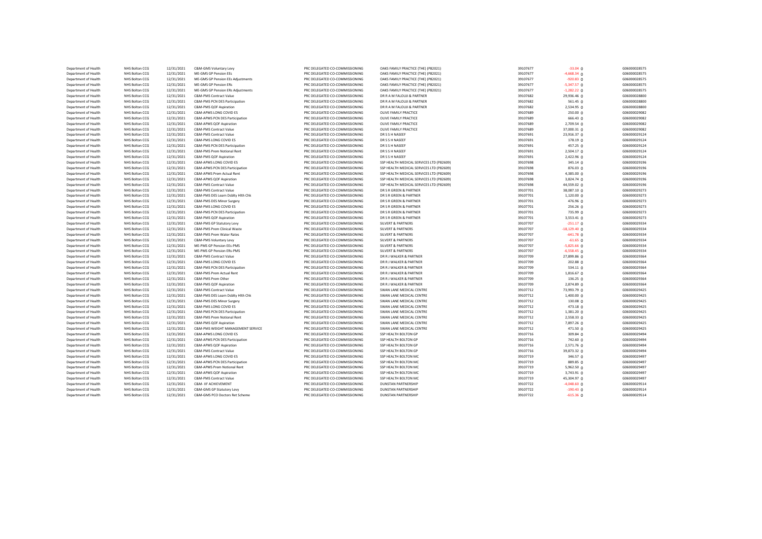| | | | | | | | | | |
|---|---|---|---|---|---|---|---|---|---|
| Department of Health | NHS Bolton CCG | 12/31/2021 | C&M-GMS Voluntary Levy | PRC DELEGATED CO-COMMISSIONING | OAKS FAMILY PRACTICE (THE) (P82021) | 39107677 | -33.04 | 0 | G06000028575 |
| Department of Health | NHS Bolton CCG | 12/31/2021 | ME-GMS GP Pension EEs | PRC DELEGATED CO-COMMISSIONING | OAKS FAMILY PRACTICE (THE) (P82021) | 39107677 | -4,668.34 | 0 | G06000028575 |
| Department of Health | NHS Bolton CCG | 12/31/2021 | ME-GMS GP Pension EEs Adjustments | PRC DELEGATED CO-COMMISSIONING | OAKS FAMILY PRACTICE (THE) (P82021) | 39107677 | -920.83 | 0 | G06000028575 |
| Department of Health | NHS Bolton CCG | 12/31/2021 | ME-GMS GP Pension ERs | PRC DELEGATED CO-COMMISSIONING | OAKS FAMILY PRACTICE (THE) (P82021) | 39107677 | -5,347.57 | 0 | G06000028575 |
| Department of Health | NHS Bolton CCG | 12/31/2021 | ME-GMS GP Pension ERs Adjustments | PRC DELEGATED CO-COMMISSIONING | OAKS FAMILY PRACTICE (THE) (P82021) | 39107677 | -1,282.22 | 0 | G06000028575 |
| Department of Health | NHS Bolton CCG | 12/31/2021 | C&M-PMS Contract Value | PRC DELEGATED CO-COMMISSIONING | DR R A M FALOUJI & PARTNER | 39107682 | 29,936.46 | 0 | G06000028800 |
| Department of Health | NHS Bolton CCG | 12/31/2021 | C&M-PMS PCN DES Participation | PRC DELEGATED CO-COMMISSIONING | DR R A M FALOUJI & PARTNER | 39107682 | 561.45 | 0 | G06000028800 |
| Department of Health | NHS Bolton CCG | 12/31/2021 | C&M-PMS QOF Aspiration | PRC DELEGATED CO-COMMISSIONING | DR R A M FALOUJI & PARTNER | 39107682 | 2,534.95 | 0 | G06000028800 |
| Department of Health | NHS Bolton CCG | 12/31/2021 | C&M-APMS LONG COVID ES | PRC DELEGATED CO-COMMISSIONING | OLIVE FAMILY PRACTICE | 39107689 | 250.00 | 0 | G06000029082 |
| Department of Health | NHS Bolton CCG | 12/31/2021 | C&M-APMS PCN DES Participation | PRC DELEGATED CO-COMMISSIONING | OLIVE FAMILY PRACTICE | 39107689 | 666.43 | 0 | G06000029082 |
| Department of Health | NHS Bolton CCG | 12/31/2021 | C&M-APMS QOF Aspiration | PRC DELEGATED CO-COMMISSIONING | OLIVE FAMILY PRACTICE | 39107689 | 2,709.54 | 0 | G06000029082 |
| Department of Health | NHS Bolton CCG | 12/31/2021 | C&M-PMS Contract Value | PRC DELEGATED CO-COMMISSIONING | OLIVE FAMILY PRACTICE | 39107689 | 37,000.31 | 0 | G06000029082 |
| Department of Health | NHS Bolton CCG | 12/31/2021 | C&M-PMS Contract Value | PRC DELEGATED CO-COMMISSIONING | DR S S H NASEEF | 39107691 | 23,916.37 | 0 | G06000029124 |
| Department of Health | NHS Bolton CCG | 12/31/2021 | C&M-PMS LONG COVID ES | PRC DELEGATED CO-COMMISSIONING | DR S S H NASEEF | 39107691 | 178.19 | 0 | G06000029124 |
| Department of Health | NHS Bolton CCG | 12/31/2021 | C&M-PMS PCN DES Participation | PRC DELEGATED CO-COMMISSIONING | DR S S H NASEEF | 39107691 | 457.25 | 0 | G06000029124 |
| Department of Health | NHS Bolton CCG | 12/31/2021 | C&M-PMS Prem Notional Rent | PRC DELEGATED CO-COMMISSIONING | DR S S H NASEEF | 39107691 | 2,504.17 | 0 | G06000029124 |
| Department of Health | NHS Bolton CCG | 12/31/2021 | C&M-PMS QOF Aspiration | PRC DELEGATED CO-COMMISSIONING | DR S S H NASEEF | 39107691 | 2,422.96 | 0 | G06000029124 |
| Department of Health | NHS Bolton CCG | 12/31/2021 | C&M-APMS LONG COVID ES | PRC DELEGATED CO-COMMISSIONING | SSP HEALTH MEDICAL SERVICES LTD (P82609) | 39107698 | 345.14 | 0 | G06000029196 |
| Department of Health | NHS Bolton CCG | 12/31/2021 | C&M-APMS PCN DES Participation | PRC DELEGATED CO-COMMISSIONING | SSP HEALTH MEDICAL SERVICES LTD (P82609) | 39107698 | 876.03 | 0 | G06000029196 |
| Department of Health | NHS Bolton CCG | 12/31/2021 | C&M-APMS Prem Actual Rent | PRC DELEGATED CO-COMMISSIONING | SSP HEALTH MEDICAL SERVICES LTD (P82609) | 39107698 | 4,385.00 | 0 | G06000029196 |
| Department of Health | NHS Bolton CCG | 12/31/2021 | C&M-APMS QOF Aspiration | PRC DELEGATED CO-COMMISSIONING | SSP HEALTH MEDICAL SERVICES LTD (P82609) | 39107698 | 3,824.74 | 0 | G06000029196 |
| Department of Health | NHS Bolton CCG | 12/31/2021 | C&M-PMS Contract Value | PRC DELEGATED CO-COMMISSIONING | SSP HEALTH MEDICAL SERVICES LTD (P82609) | 39107698 | 44,559.02 | 0 | G06000029196 |
| Department of Health | NHS Bolton CCG | 12/31/2021 | C&M-PMS Contract Value | PRC DELEGATED CO-COMMISSIONING | DR S R GREEN & PARTNER | 39107701 | 38,087.10 | 0 | G06000029273 |
| Department of Health | NHS Bolton CCG | 12/31/2021 | C&M-PMS DES Learn Dsblty Hlth Chk | PRC DELEGATED CO-COMMISSIONING | DR S R GREEN & PARTNER | 39107701 | 1,120.00 | 0 | G06000029273 |
| Department of Health | NHS Bolton CCG | 12/31/2021 | C&M-PMS DES Minor Surgery | PRC DELEGATED CO-COMMISSIONING | DR S R GREEN & PARTNER | 39107701 | 476.96 | 0 | G06000029273 |
| Department of Health | NHS Bolton CCG | 12/31/2021 | C&M-PMS LONG COVID ES | PRC DELEGATED CO-COMMISSIONING | DR S R GREEN & PARTNER | 39107701 | 256.26 | 0 | G06000029273 |
| Department of Health | NHS Bolton CCG | 12/31/2021 | C&M-PMS PCN DES Participation | PRC DELEGATED CO-COMMISSIONING | DR S R GREEN & PARTNER | 39107701 | 735.99 | 0 | G06000029273 |
| Department of Health | NHS Bolton CCG | 12/31/2021 | C&M-PMS QOF Aspiration | PRC DELEGATED CO-COMMISSIONING | DR S R GREEN & PARTNER | 39107701 | 3,553.41 | 0 | G06000029273 |
| Department of Health | NHS Bolton CCG | 12/31/2021 | C&M-PMS GP Statutory Levy | PRC DELEGATED CO-COMMISSIONING | SILVERT & PARTNERS | 39107707 | -251.17 | 0 | G06000029334 |
| Department of Health | NHS Bolton CCG | 12/31/2021 | C&M-PMS Prem Clinical Waste | PRC DELEGATED CO-COMMISSIONING | SILVERT & PARTNERS | 39107707 | -18,129.40 | 0 | G06000029334 |
| Department of Health | NHS Bolton CCG | 12/31/2021 | C&M-PMS Prem Water Rates | PRC DELEGATED CO-COMMISSIONING | SILVERT & PARTNERS | 39107707 | -641.78 | 0 | G06000029334 |
| Department of Health | NHS Bolton CCG | 12/31/2021 | C&M-PMS Voluntary Levy | PRC DELEGATED CO-COMMISSIONING | SILVERT & PARTNERS | 39107707 | -61.65 | 0 | G06000029334 |
| Department of Health | NHS Bolton CCG | 12/31/2021 | ME-PMS GP Pension EEs-PMS | PRC DELEGATED CO-COMMISSIONING | SILVERT & PARTNERS | 39107707 | -5,825.66 | 0 | G06000029334 |
| Department of Health | NHS Bolton CCG | 12/31/2021 | ME-PMS GP Pension ERs-PMS | PRC DELEGATED CO-COMMISSIONING | SILVERT & PARTNERS | 39107707 | -6,558.45 | 0 | G06000029334 |
| Department of Health | NHS Bolton CCG | 12/31/2021 | C&M-PMS Contract Value | PRC DELEGATED CO-COMMISSIONING | DR R J WALKER & PARTNER | 39107709 | 27,899.86 | 0 | G06000029364 |
| Department of Health | NHS Bolton CCG | 12/31/2021 | C&M-PMS LONG COVID ES | PRC DELEGATED CO-COMMISSIONING | DR R J WALKER & PARTNER | 39107709 | 202.88 | 0 | G06000029364 |
| Department of Health | NHS Bolton CCG | 12/31/2021 | C&M-PMS PCN DES Participation | PRC DELEGATED CO-COMMISSIONING | DR R J WALKER & PARTNER | 39107709 | 534.11 | 0 | G06000029364 |
| Department of Health | NHS Bolton CCG | 12/31/2021 | C&M-PMS Prem Actual Rent | PRC DELEGATED CO-COMMISSIONING | DR R J WALKER & PARTNER | 39107709 | 1,816.67 | 0 | G06000029364 |
| Department of Health | NHS Bolton CCG | 12/31/2021 | C&M-PMS Prem Other | PRC DELEGATED CO-COMMISSIONING | DR R J WALKER & PARTNER | 39107709 | 136.25 | 0 | G06000029364 |
| Department of Health | NHS Bolton CCG | 12/31/2021 | C&M-PMS QOF Aspiration | PRC DELEGATED CO-COMMISSIONING | DR R J WALKER & PARTNER | 39107709 | 2,874.89 | 0 | G06000029364 |
| Department of Health | NHS Bolton CCG | 12/31/2021 | C&M-PMS Contract Value | PRC DELEGATED CO-COMMISSIONING | SWAN LANE MEDICAL CENTRE | 39107712 | 73,993.79 | 0 | G06000029425 |
| Department of Health | NHS Bolton CCG | 12/31/2021 | C&M-PMS DES Learn Dsblty Hlth Chk | PRC DELEGATED CO-COMMISSIONING | SWAN LANE MEDICAL CENTRE | 39107712 | 1,400.00 | 0 | G06000029425 |
| Department of Health | NHS Bolton CCG | 12/31/2021 | C&M-PMS DES Minor Surgery | PRC DELEGATED CO-COMMISSIONING | SWAN LANE MEDICAL CENTRE | 39107712 | 130.08 | 0 | G06000029425 |
| Department of Health | NHS Bolton CCG | 12/31/2021 | C&M-PMS LONG COVID ES | PRC DELEGATED CO-COMMISSIONING | SWAN LANE MEDICAL CENTRE | 39107712 | 473.18 | 0 | G06000029425 |
| Department of Health | NHS Bolton CCG | 12/31/2021 | C&M-PMS PCN DES Participation | PRC DELEGATED CO-COMMISSIONING | SWAN LANE MEDICAL CENTRE | 39107712 | 1,381.20 | 0 | G06000029425 |
| Department of Health | NHS Bolton CCG | 12/31/2021 | C&M-PMS Prem Notional Rent | PRC DELEGATED CO-COMMISSIONING | SWAN LANE MEDICAL CENTRE | 39107712 | 2,558.33 | 0 | G06000029425 |
| Department of Health | NHS Bolton CCG | 12/31/2021 | C&M-PMS QOF Aspiration | PRC DELEGATED CO-COMMISSIONING | SWAN LANE MEDICAL CENTRE | 39107712 | 7,897.26 | 0 | G06000029425 |
| Department of Health | NHS Bolton CCG | 12/31/2021 | C&M-PMS WEIGHT MANAGEMENT SERVICE | PRC DELEGATED CO-COMMISSIONING | SWAN LANE MEDICAL CENTRE | 39107712 | 471.50 | 0 | G06000029425 |
| Department of Health | NHS Bolton CCG | 12/31/2021 | C&M-APMS LONG COVID ES | PRC DELEGATED CO-COMMISSIONING | SSP HEALTH BOLTON GP | 39107716 | 309.84 | 0 | G06000029494 |
| Department of Health | NHS Bolton CCG | 12/31/2021 | C&M-APMS PCN DES Participation | PRC DELEGATED CO-COMMISSIONING | SSP HEALTH BOLTON GP | 39107716 | 742.60 | 0 | G06000029494 |
| Department of Health | NHS Bolton CCG | 12/31/2021 | C&M-APMS QOF Aspiration | PRC DELEGATED CO-COMMISSIONING | SSP HEALTH BOLTON GP | 39107716 | 2,571.76 | 0 | G06000029494 |
| Department of Health | NHS Bolton CCG | 12/31/2021 | C&M-PMS Contract Value | PRC DELEGATED CO-COMMISSIONING | SSP HEALTH BOLTON GP | 39107716 | 39,873.32 | 0 | G06000029494 |
| Department of Health | NHS Bolton CCG | 12/31/2021 | C&M-APMS LONG COVID ES | PRC DELEGATED CO-COMMISSIONING | SSP HEALTH BOLTON MC | 39107719 | 346.57 | 0 | G06000029497 |
| Department of Health | NHS Bolton CCG | 12/31/2021 | C&M-APMS PCN DES Participation | PRC DELEGATED CO-COMMISSIONING | SSP HEALTH BOLTON MC | 39107719 | 889.85 | 0 | G06000029497 |
| Department of Health | NHS Bolton CCG | 12/31/2021 | C&M-APMS Prem Notional Rent | PRC DELEGATED CO-COMMISSIONING | SSP HEALTH BOLTON MC | 39107719 | 5,962.50 | 0 | G06000029497 |
| Department of Health | NHS Bolton CCG | 12/31/2021 | C&M-APMS QOF Aspiration | PRC DELEGATED CO-COMMISSIONING | SSP HEALTH BOLTON MC | 39107719 | 3,743.91 | 0 | G06000029497 |
| Department of Health | NHS Bolton CCG | 12/31/2021 | C&M-PMS Contract Value | PRC DELEGATED CO-COMMISSIONING | SSP HEALTH BOLTON MC | 39107719 | 45,304.97 | 0 | G06000029497 |
| Department of Health | NHS Bolton CCG | 12/31/2021 | C&M- IIF ACHIEVEMENT | PRC DELEGATED CO-COMMISSIONING | DUNSTAN PARTNERSHIP | 39107722 | -4,048.60 | 0 | G06000029514 |
| Department of Health | NHS Bolton CCG | 12/31/2021 | C&M-GMS GP Statutory Levy | PRC DELEGATED CO-COMMISSIONING | DUNSTAN PARTNERSHIP | 39107722 | -390.43 | 0 | G06000029514 |
| Department of Health | NHS Bolton CCG | 12/31/2021 | C&M-GMS PCO Doctors Ret Scheme | PRC DELEGATED CO-COMMISSIONING | DUNSTAN PARTNERSHIP | 39107722 | -615.36 | 0 | G06000029514 |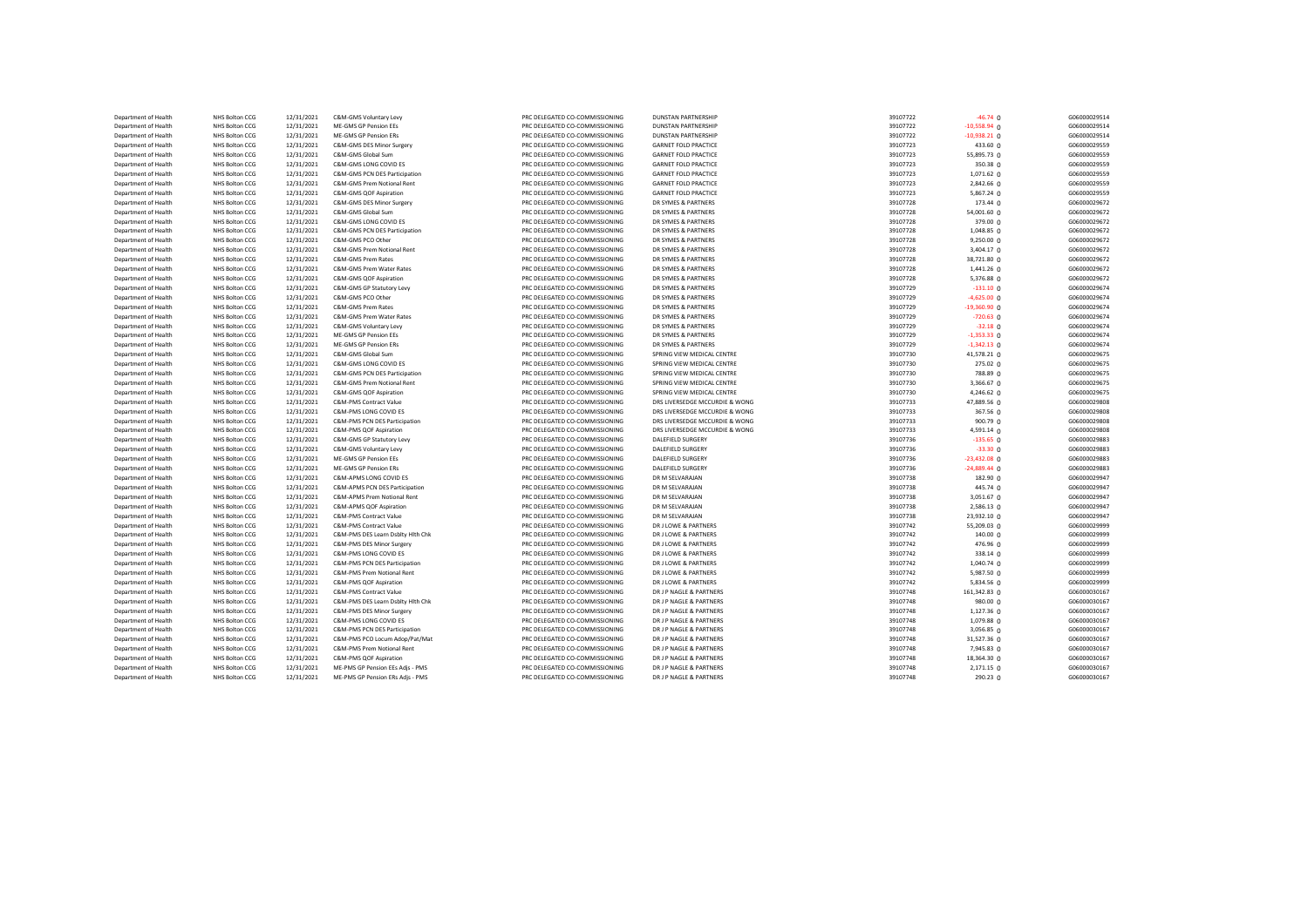| | | | | | | | | | |
|---|---|---|---|---|---|---|---|---|---|
| Department of Health | NHS Bolton CCG | 12/31/2021 | C&M-GMS Voluntary Levy | PRC DELEGATED CO-COMMISSIONING | DUNSTAN PARTNERSHIP | 39107722 | -46.74 | 0 | G06000029514 |
| Department of Health | NHS Bolton CCG | 12/31/2021 | ME-GMS GP Pension EEs | PRC DELEGATED CO-COMMISSIONING | DUNSTAN PARTNERSHIP | 39107722 | -10,558.94 | 0 | G06000029514 |
| Department of Health | NHS Bolton CCG | 12/31/2021 | ME-GMS GP Pension ERs | PRC DELEGATED CO-COMMISSIONING | DUNSTAN PARTNERSHIP | 39107722 | -10,938.21 | 0 | G06000029514 |
| Department of Health | NHS Bolton CCG | 12/31/2021 | C&M-GMS DES Minor Surgery | PRC DELEGATED CO-COMMISSIONING | GARNET FOLD PRACTICE | 39107723 | 433.60 | 0 | G06000029559 |
| Department of Health | NHS Bolton CCG | 12/31/2021 | C&M-GMS Global Sum | PRC DELEGATED CO-COMMISSIONING | GARNET FOLD PRACTICE | 39107723 | 55,895.73 | 0 | G06000029559 |
| Department of Health | NHS Bolton CCG | 12/31/2021 | C&M-GMS LONG COVID ES | PRC DELEGATED CO-COMMISSIONING | GARNET FOLD PRACTICE | 39107723 | 350.38 | 0 | G06000029559 |
| Department of Health | NHS Bolton CCG | 12/31/2021 | C&M-GMS PCN DES Participation | PRC DELEGATED CO-COMMISSIONING | GARNET FOLD PRACTICE | 39107723 | 1,071.62 | 0 | G06000029559 |
| Department of Health | NHS Bolton CCG | 12/31/2021 | C&M-GMS Prem Notional Rent | PRC DELEGATED CO-COMMISSIONING | GARNET FOLD PRACTICE | 39107723 | 2,842.66 | 0 | G06000029559 |
| Department of Health | NHS Bolton CCG | 12/31/2021 | C&M-GMS QOF Aspiration | PRC DELEGATED CO-COMMISSIONING | GARNET FOLD PRACTICE | 39107723 | 5,867.24 | 0 | G06000029559 |
| Department of Health | NHS Bolton CCG | 12/31/2021 | C&M-GMS DES Minor Surgery | PRC DELEGATED CO-COMMISSIONING | DR SYMES & PARTNERS | 39107728 | 173.44 | 0 | G06000029672 |
| Department of Health | NHS Bolton CCG | 12/31/2021 | C&M-GMS Global Sum | PRC DELEGATED CO-COMMISSIONING | DR SYMES & PARTNERS | 39107728 | 54,001.60 | 0 | G06000029672 |
| Department of Health | NHS Bolton CCG | 12/31/2021 | C&M-GMS LONG COVID ES | PRC DELEGATED CO-COMMISSIONING | DR SYMES & PARTNERS | 39107728 | 379.00 | 0 | G06000029672 |
| Department of Health | NHS Bolton CCG | 12/31/2021 | C&M-GMS PCN DES Participation | PRC DELEGATED CO-COMMISSIONING | DR SYMES & PARTNERS | 39107728 | 1,048.85 | 0 | G06000029672 |
| Department of Health | NHS Bolton CCG | 12/31/2021 | C&M-GMS PCO Other | PRC DELEGATED CO-COMMISSIONING | DR SYMES & PARTNERS | 39107728 | 9,250.00 | 0 | G06000029672 |
| Department of Health | NHS Bolton CCG | 12/31/2021 | C&M-GMS Prem Notional Rent | PRC DELEGATED CO-COMMISSIONING | DR SYMES & PARTNERS | 39107728 | 3,404.17 | 0 | G06000029672 |
| Department of Health | NHS Bolton CCG | 12/31/2021 | C&M-GMS Prem Rates | PRC DELEGATED CO-COMMISSIONING | DR SYMES & PARTNERS | 39107728 | 38,721.80 | 0 | G06000029672 |
| Department of Health | NHS Bolton CCG | 12/31/2021 | C&M-GMS Prem Water Rates | PRC DELEGATED CO-COMMISSIONING | DR SYMES & PARTNERS | 39107728 | 1,441.26 | 0 | G06000029672 |
| Department of Health | NHS Bolton CCG | 12/31/2021 | C&M-GMS QOF Aspiration | PRC DELEGATED CO-COMMISSIONING | DR SYMES & PARTNERS | 39107728 | 5,376.88 | 0 | G06000029672 |
| Department of Health | NHS Bolton CCG | 12/31/2021 | C&M-GMS GP Statutory Levy | PRC DELEGATED CO-COMMISSIONING | DR SYMES & PARTNERS | 39107729 | -131.10 | 0 | G06000029674 |
| Department of Health | NHS Bolton CCG | 12/31/2021 | C&M-GMS PCO Other | PRC DELEGATED CO-COMMISSIONING | DR SYMES & PARTNERS | 39107729 | -4,625.00 | 0 | G06000029674 |
| Department of Health | NHS Bolton CCG | 12/31/2021 | C&M-GMS Prem Rates | PRC DELEGATED CO-COMMISSIONING | DR SYMES & PARTNERS | 39107729 | -19,360.90 | 0 | G06000029674 |
| Department of Health | NHS Bolton CCG | 12/31/2021 | C&M-GMS Prem Water Rates | PRC DELEGATED CO-COMMISSIONING | DR SYMES & PARTNERS | 39107729 | -720.63 | 0 | G06000029674 |
| Department of Health | NHS Bolton CCG | 12/31/2021 | C&M-GMS Voluntary Levy | PRC DELEGATED CO-COMMISSIONING | DR SYMES & PARTNERS | 39107729 | -32.18 | 0 | G06000029674 |
| Department of Health | NHS Bolton CCG | 12/31/2021 | ME-GMS GP Pension EEs | PRC DELEGATED CO-COMMISSIONING | DR SYMES & PARTNERS | 39107729 | -1,353.33 | 0 | G06000029674 |
| Department of Health | NHS Bolton CCG | 12/31/2021 | ME-GMS GP Pension ERs | PRC DELEGATED CO-COMMISSIONING | DR SYMES & PARTNERS | 39107729 | -1,342.13 | 0 | G06000029674 |
| Department of Health | NHS Bolton CCG | 12/31/2021 | C&M-GMS Global Sum | PRC DELEGATED CO-COMMISSIONING | SPRING VIEW MEDICAL CENTRE | 39107730 | 41,578.21 | 0 | G06000029675 |
| Department of Health | NHS Bolton CCG | 12/31/2021 | C&M-GMS LONG COVID ES | PRC DELEGATED CO-COMMISSIONING | SPRING VIEW MEDICAL CENTRE | 39107730 | 275.02 | 0 | G06000029675 |
| Department of Health | NHS Bolton CCG | 12/31/2021 | C&M-GMS PCN DES Participation | PRC DELEGATED CO-COMMISSIONING | SPRING VIEW MEDICAL CENTRE | 39107730 | 788.89 | 0 | G06000029675 |
| Department of Health | NHS Bolton CCG | 12/31/2021 | C&M-GMS Prem Notional Rent | PRC DELEGATED CO-COMMISSIONING | SPRING VIEW MEDICAL CENTRE | 39107730 | 3,366.67 | 0 | G06000029675 |
| Department of Health | NHS Bolton CCG | 12/31/2021 | C&M-GMS QOF Aspiration | PRC DELEGATED CO-COMMISSIONING | SPRING VIEW MEDICAL CENTRE | 39107730 | 4,246.62 | 0 | G06000029675 |
| Department of Health | NHS Bolton CCG | 12/31/2021 | C&M-PMS Contract Value | PRC DELEGATED CO-COMMISSIONING | DRS LIVERSEDGE MCCURDIE & WONG | 39107733 | 47,889.56 | 0 | G06000029808 |
| Department of Health | NHS Bolton CCG | 12/31/2021 | C&M-PMS LONG COVID ES | PRC DELEGATED CO-COMMISSIONING | DRS LIVERSEDGE MCCURDIE & WONG | 39107733 | 367.56 | 0 | G06000029808 |
| Department of Health | NHS Bolton CCG | 12/31/2021 | C&M-PMS PCN DES Participation | PRC DELEGATED CO-COMMISSIONING | DRS LIVERSEDGE MCCURDIE & WONG | 39107733 | 900.79 | 0 | G06000029808 |
| Department of Health | NHS Bolton CCG | 12/31/2021 | C&M-PMS QOF Aspiration | PRC DELEGATED CO-COMMISSIONING | DRS LIVERSEDGE MCCURDIE & WONG | 39107733 | 4,591.14 | 0 | G06000029808 |
| Department of Health | NHS Bolton CCG | 12/31/2021 | C&M-GMS GP Statutory Levy | PRC DELEGATED CO-COMMISSIONING | DALEFIELD SURGERY | 39107736 | -135.65 | 0 | G06000029883 |
| Department of Health | NHS Bolton CCG | 12/31/2021 | C&M-GMS Voluntary Levy | PRC DELEGATED CO-COMMISSIONING | DALEFIELD SURGERY | 39107736 | -33.30 | 0 | G06000029883 |
| Department of Health | NHS Bolton CCG | 12/31/2021 | ME-GMS GP Pension EEs | PRC DELEGATED CO-COMMISSIONING | DALEFIELD SURGERY | 39107736 | -23,432.08 | 0 | G06000029883 |
| Department of Health | NHS Bolton CCG | 12/31/2021 | ME-GMS GP Pension ERs | PRC DELEGATED CO-COMMISSIONING | DALEFIELD SURGERY | 39107736 | -24,889.44 | 0 | G06000029883 |
| Department of Health | NHS Bolton CCG | 12/31/2021 | C&M-APMS LONG COVID ES | PRC DELEGATED CO-COMMISSIONING | DR M SELVARAJAN | 39107738 | 182.90 | 0 | G06000029947 |
| Department of Health | NHS Bolton CCG | 12/31/2021 | C&M-APMS PCN DES Participation | PRC DELEGATED CO-COMMISSIONING | DR M SELVARAJAN | 39107738 | 445.74 | 0 | G06000029947 |
| Department of Health | NHS Bolton CCG | 12/31/2021 | C&M-APMS Prem Notional Rent | PRC DELEGATED CO-COMMISSIONING | DR M SELVARAJAN | 39107738 | 3,051.67 | 0 | G06000029947 |
| Department of Health | NHS Bolton CCG | 12/31/2021 | C&M-APMS QOF Aspiration | PRC DELEGATED CO-COMMISSIONING | DR M SELVARAJAN | 39107738 | 2,586.13 | 0 | G06000029947 |
| Department of Health | NHS Bolton CCG | 12/31/2021 | C&M-PMS Contract Value | PRC DELEGATED CO-COMMISSIONING | DR M SELVARAJAN | 39107738 | 23,932.10 | 0 | G06000029947 |
| Department of Health | NHS Bolton CCG | 12/31/2021 | C&M-PMS Contract Value | PRC DELEGATED CO-COMMISSIONING | DR J LOWE & PARTNERS | 39107742 | 55,209.03 | 0 | G06000029999 |
| Department of Health | NHS Bolton CCG | 12/31/2021 | C&M-PMS DES Learn Dsblty Hlth Chk | PRC DELEGATED CO-COMMISSIONING | DR J LOWE & PARTNERS | 39107742 | 140.00 | 0 | G06000029999 |
| Department of Health | NHS Bolton CCG | 12/31/2021 | C&M-PMS DES Minor Surgery | PRC DELEGATED CO-COMMISSIONING | DR J LOWE & PARTNERS | 39107742 | 476.96 | 0 | G06000029999 |
| Department of Health | NHS Bolton CCG | 12/31/2021 | C&M-PMS LONG COVID ES | PRC DELEGATED CO-COMMISSIONING | DR J LOWE & PARTNERS | 39107742 | 338.14 | 0 | G06000029999 |
| Department of Health | NHS Bolton CCG | 12/31/2021 | C&M-PMS PCN DES Participation | PRC DELEGATED CO-COMMISSIONING | DR J LOWE & PARTNERS | 39107742 | 1,040.74 | 0 | G06000029999 |
| Department of Health | NHS Bolton CCG | 12/31/2021 | C&M-PMS Prem Notional Rent | PRC DELEGATED CO-COMMISSIONING | DR J LOWE & PARTNERS | 39107742 | 5,987.50 | 0 | G06000029999 |
| Department of Health | NHS Bolton CCG | 12/31/2021 | C&M-PMS QOF Aspiration | PRC DELEGATED CO-COMMISSIONING | DR J LOWE & PARTNERS | 39107742 | 5,834.56 | 0 | G06000029999 |
| Department of Health | NHS Bolton CCG | 12/31/2021 | C&M-PMS Contract Value | PRC DELEGATED CO-COMMISSIONING | DR J P NAGLE & PARTNERS | 39107748 | 161,342.83 | 0 | G06000030167 |
| Department of Health | NHS Bolton CCG | 12/31/2021 | C&M-PMS DES Learn Dsblty Hlth Chk | PRC DELEGATED CO-COMMISSIONING | DR J P NAGLE & PARTNERS | 39107748 | 980.00 | 0 | G06000030167 |
| Department of Health | NHS Bolton CCG | 12/31/2021 | C&M-PMS DES Minor Surgery | PRC DELEGATED CO-COMMISSIONING | DR J P NAGLE & PARTNERS | 39107748 | 1,127.36 | 0 | G06000030167 |
| Department of Health | NHS Bolton CCG | 12/31/2021 | C&M-PMS LONG COVID ES | PRC DELEGATED CO-COMMISSIONING | DR J P NAGLE & PARTNERS | 39107748 | 1,079.88 | 0 | G06000030167 |
| Department of Health | NHS Bolton CCG | 12/31/2021 | C&M-PMS PCN DES Participation | PRC DELEGATED CO-COMMISSIONING | DR J P NAGLE & PARTNERS | 39107748 | 3,056.85 | 0 | G06000030167 |
| Department of Health | NHS Bolton CCG | 12/31/2021 | C&M-PMS PCO Locum Adop/Pat/Mat | PRC DELEGATED CO-COMMISSIONING | DR J P NAGLE & PARTNERS | 39107748 | 31,527.36 | 0 | G06000030167 |
| Department of Health | NHS Bolton CCG | 12/31/2021 | C&M-PMS Prem Notional Rent | PRC DELEGATED CO-COMMISSIONING | DR J P NAGLE & PARTNERS | 39107748 | 7,945.83 | 0 | G06000030167 |
| Department of Health | NHS Bolton CCG | 12/31/2021 | C&M-PMS QOF Aspiration | PRC DELEGATED CO-COMMISSIONING | DR J P NAGLE & PARTNERS | 39107748 | 18,364.30 | 0 | G06000030167 |
| Department of Health | NHS Bolton CCG | 12/31/2021 | ME-PMS GP Pension EEs Adjs - PMS | PRC DELEGATED CO-COMMISSIONING | DR J P NAGLE & PARTNERS | 39107748 | 2,171.15 | 0 | G06000030167 |
| Department of Health | NHS Bolton CCG | 12/31/2021 | ME-PMS GP Pension ERs Adjs - PMS | PRC DELEGATED CO-COMMISSIONING | DR J P NAGLE & PARTNERS | 39107748 | 290.23 | 0 | G06000030167 |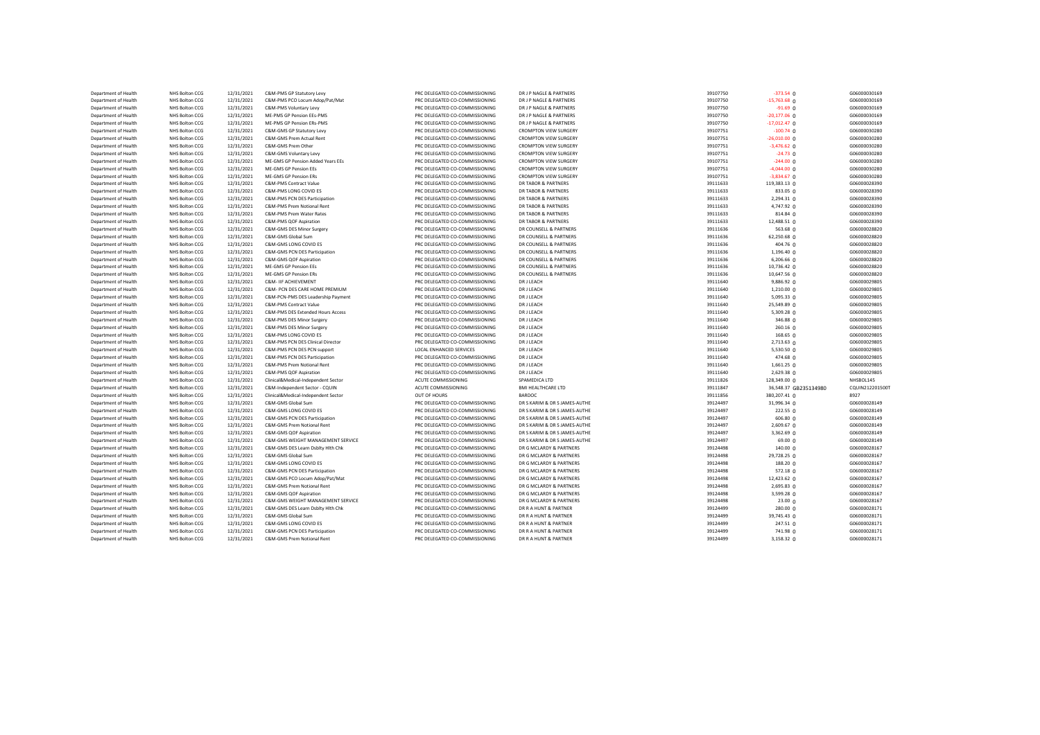| | | | | | | | | | |
|---|---|---|---|---|---|---|---|---|---|
| Department of Health | NHS Bolton CCG | 12/31/2021 | C&M-PMS GP Statutory Levy | PRC DELEGATED CO-COMMISSIONING | DR J P NAGLE & PARTNERS | 39107750 | -373.54 0 | | G06000030169 |
| Department of Health | NHS Bolton CCG | 12/31/2021 | C&M-PMS PCO Locum Adop/Pat/Mat | PRC DELEGATED CO-COMMISSIONING | DR J P NAGLE & PARTNERS | 39107750 | -15,763.68 0 | | G06000030169 |
| Department of Health | NHS Bolton CCG | 12/31/2021 | C&M-PMS Voluntary Levy | PRC DELEGATED CO-COMMISSIONING | DR J P NAGLE & PARTNERS | 39107750 | -91.69 0 | | G06000030169 |
| Department of Health | NHS Bolton CCG | 12/31/2021 | ME-PMS GP Pension EEs-PMS | PRC DELEGATED CO-COMMISSIONING | DR J P NAGLE & PARTNERS | 39107750 | -20,177.06 0 | | G06000030169 |
| Department of Health | NHS Bolton CCG | 12/31/2021 | ME-PMS GP Pension ERs-PMS | PRC DELEGATED CO-COMMISSIONING | DR J P NAGLE & PARTNERS | 39107750 | -17,012.47 0 | | G06000030169 |
| Department of Health | NHS Bolton CCG | 12/31/2021 | C&M-GMS GP Statutory Levy | PRC DELEGATED CO-COMMISSIONING | CROMPTON VIEW SURGERY | 39107751 | -100.74 0 | | G06000030280 |
| Department of Health | NHS Bolton CCG | 12/31/2021 | C&M-GMS Prem Actual Rent | PRC DELEGATED CO-COMMISSIONING | CROMPTON VIEW SURGERY | 39107751 | -26,010.00 0 | | G06000030280 |
| Department of Health | NHS Bolton CCG | 12/31/2021 | C&M-GMS Prem Other | PRC DELEGATED CO-COMMISSIONING | CROMPTON VIEW SURGERY | 39107751 | -3,476.62 0 | | G06000030280 |
| Department of Health | NHS Bolton CCG | 12/31/2021 | C&M-GMS Voluntary Levy | PRC DELEGATED CO-COMMISSIONING | CROMPTON VIEW SURGERY | 39107751 | -24.73 0 | | G06000030280 |
| Department of Health | NHS Bolton CCG | 12/31/2021 | ME-GMS GP Pension Added Years EEs | PRC DELEGATED CO-COMMISSIONING | CROMPTON VIEW SURGERY | 39107751 | -244.00 0 | | G06000030280 |
| Department of Health | NHS Bolton CCG | 12/31/2021 | ME-GMS GP Pension EEs | PRC DELEGATED CO-COMMISSIONING | CROMPTON VIEW SURGERY | 39107751 | -4,044.00 0 | | G06000030280 |
| Department of Health | NHS Bolton CCG | 12/31/2021 | ME-GMS GP Pension ERs | PRC DELEGATED CO-COMMISSIONING | CROMPTON VIEW SURGERY | 39107751 | -3,834.67 0 | | G06000030280 |
| Department of Health | NHS Bolton CCG | 12/31/2021 | C&M-PMS Contract Value | PRC DELEGATED CO-COMMISSIONING | DR TABOR & PARTNERS | 39111633 | 119,383.13 0 | | G06000028390 |
| Department of Health | NHS Bolton CCG | 12/31/2021 | C&M-PMS LONG COVID ES | PRC DELEGATED CO-COMMISSIONING | DR TABOR & PARTNERS | 39111633 | 833.05 0 | | G06000028390 |
| Department of Health | NHS Bolton CCG | 12/31/2021 | C&M-PMS PCN DES Participation | PRC DELEGATED CO-COMMISSIONING | DR TABOR & PARTNERS | 39111633 | 2,294.31 0 | | G06000028390 |
| Department of Health | NHS Bolton CCG | 12/31/2021 | C&M-PMS Prem Notional Rent | PRC DELEGATED CO-COMMISSIONING | DR TABOR & PARTNERS | 39111633 | 4,747.92 0 | | G06000028390 |
| Department of Health | NHS Bolton CCG | 12/31/2021 | C&M-PMS Prem Water Rates | PRC DELEGATED CO-COMMISSIONING | DR TABOR & PARTNERS | 39111633 | 814.84 0 | | G06000028390 |
| Department of Health | NHS Bolton CCG | 12/31/2021 | C&M-PMS QOF Aspiration | PRC DELEGATED CO-COMMISSIONING | DR TABOR & PARTNERS | 39111633 | 12,488.51 0 | | G06000028390 |
| Department of Health | NHS Bolton CCG | 12/31/2021 | C&M-GMS DES Minor Surgery | PRC DELEGATED CO-COMMISSIONING | DR COUNSELL & PARTNERS | 39111636 | 563.68 0 | | G06000028820 |
| Department of Health | NHS Bolton CCG | 12/31/2021 | C&M-GMS Global Sum | PRC DELEGATED CO-COMMISSIONING | DR COUNSELL & PARTNERS | 39111636 | 62,250.68 0 | | G06000028820 |
| Department of Health | NHS Bolton CCG | 12/31/2021 | C&M-GMS LONG COVID ES | PRC DELEGATED CO-COMMISSIONING | DR COUNSELL & PARTNERS | 39111636 | 404.76 0 | | G06000028820 |
| Department of Health | NHS Bolton CCG | 12/31/2021 | C&M-GMS PCN DES Participation | PRC DELEGATED CO-COMMISSIONING | DR COUNSELL & PARTNERS | 39111636 | 1,196.40 0 | | G06000028820 |
| Department of Health | NHS Bolton CCG | 12/31/2021 | C&M-GMS QOF Aspiration | PRC DELEGATED CO-COMMISSIONING | DR COUNSELL & PARTNERS | 39111636 | 6,206.66 0 | | G06000028820 |
| Department of Health | NHS Bolton CCG | 12/31/2021 | ME-GMS GP Pension EEs | PRC DELEGATED CO-COMMISSIONING | DR COUNSELL & PARTNERS | 39111636 | 10,736.42 0 | | G06000028820 |
| Department of Health | NHS Bolton CCG | 12/31/2021 | ME-GMS GP Pension ERs | PRC DELEGATED CO-COMMISSIONING | DR COUNSELL & PARTNERS | 39111636 | 10,647.56 0 | | G06000028820 |
| Department of Health | NHS Bolton CCG | 12/31/2021 | C&M- IIF ACHIEVEMENT | PRC DELEGATED CO-COMMISSIONING | DR J LEACH | 39111640 | 9,886.92 0 | | G06000029805 |
| Department of Health | NHS Bolton CCG | 12/31/2021 | C&M- PCN DES CARE HOME PREMIUM | PRC DELEGATED CO-COMMISSIONING | DR J LEACH | 39111640 | 1,210.00 0 | | G06000029805 |
| Department of Health | NHS Bolton CCG | 12/31/2021 | C&M-PCN-PMS DES Leadership Payment | PRC DELEGATED CO-COMMISSIONING | DR J LEACH | 39111640 | 5,095.33 0 | | G06000029805 |
| Department of Health | NHS Bolton CCG | 12/31/2021 | C&M-PMS Contract Value | PRC DELEGATED CO-COMMISSIONING | DR J LEACH | 39111640 | 25,549.89 0 | | G06000029805 |
| Department of Health | NHS Bolton CCG | 12/31/2021 | C&M-PMS DES Extended Hours Access | PRC DELEGATED CO-COMMISSIONING | DR J LEACH | 39111640 | 5,309.28 0 | | G06000029805 |
| Department of Health | NHS Bolton CCG | 12/31/2021 | C&M-PMS DES Minor Surgery | PRC DELEGATED CO-COMMISSIONING | DR J LEACH | 39111640 | 346.88 0 | | G06000029805 |
| Department of Health | NHS Bolton CCG | 12/31/2021 | C&M-PMS DES Minor Surgery | PRC DELEGATED CO-COMMISSIONING | DR J LEACH | 39111640 | 260.16 0 | | G06000029805 |
| Department of Health | NHS Bolton CCG | 12/31/2021 | C&M-PMS LONG COVID ES | PRC DELEGATED CO-COMMISSIONING | DR J LEACH | 39111640 | 168.65 0 | | G06000029805 |
| Department of Health | NHS Bolton CCG | 12/31/2021 | C&M-PMS PCN DES Clinical Director | PRC DELEGATED CO-COMMISSIONING | DR J LEACH | 39111640 | 2,713.63 0 | | G06000029805 |
| Department of Health | NHS Bolton CCG | 12/31/2021 | C&M-PMS PCN DES PCN support | LOCAL ENHANCED SERVICES | DR J LEACH | 39111640 | 5,530.50 0 | | G06000029805 |
| Department of Health | NHS Bolton CCG | 12/31/2021 | C&M-PMS PCN DES Participation | PRC DELEGATED CO-COMMISSIONING | DR J LEACH | 39111640 | 474.68 0 | | G06000029805 |
| Department of Health | NHS Bolton CCG | 12/31/2021 | C&M-PMS Prem Notional Rent | PRC DELEGATED CO-COMMISSIONING | DR J LEACH | 39111640 | 1,661.25 0 | | G06000029805 |
| Department of Health | NHS Bolton CCG | 12/31/2021 | C&M-PMS QOF Aspiration | PRC DELEGATED CO-COMMISSIONING | DR J LEACH | 39111640 | 2,629.38 0 | | G06000029805 |
| Department of Health | NHS Bolton CCG | 12/31/2021 | Clinical&Medical-Independent Sector | ACUTE COMMISSIONING | SPAMEDICA LTD | 39111826 | 128,349.00 0 | | NHSBOL145 |
| Department of Health | NHS Bolton CCG | 12/31/2021 | C&M-Independent Sector - CQUIN | ACUTE COMMISSIONING | BMI HEALTHCARE LTD | 39111847 | 36,548.37 | GB235134980 | CQUIN212201500T |
| Department of Health | NHS Bolton CCG | 12/31/2021 | Clinical&Medical-Independent Sector | OUT OF HOURS | BARDOC | 39111856 | 380,207.41 0 | | 8927 |
| Department of Health | NHS Bolton CCG | 12/31/2021 | C&M-GMS Global Sum | PRC DELEGATED CO-COMMISSIONING | DR S KARIM & DR S JAMES-AUTHE | 39124497 | 31,996.34 0 | | G06000028149 |
| Department of Health | NHS Bolton CCG | 12/31/2021 | C&M-GMS LONG COVID ES | PRC DELEGATED CO-COMMISSIONING | DR S KARIM & DR S JAMES-AUTHE | 39124497 | 222.55 0 | | G06000028149 |
| Department of Health | NHS Bolton CCG | 12/31/2021 | C&M-GMS PCN DES Participation | PRC DELEGATED CO-COMMISSIONING | DR S KARIM & DR S JAMES-AUTHE | 39124497 | 606.80 0 | | G06000028149 |
| Department of Health | NHS Bolton CCG | 12/31/2021 | C&M-GMS Prem Notional Rent | PRC DELEGATED CO-COMMISSIONING | DR S KARIM & DR S JAMES-AUTHE | 39124497 | 2,609.67 0 | | G06000028149 |
| Department of Health | NHS Bolton CCG | 12/31/2021 | C&M-GMS QOF Aspiration | PRC DELEGATED CO-COMMISSIONING | DR S KARIM & DR S JAMES-AUTHE | 39124497 | 3,362.69 0 | | G06000028149 |
| Department of Health | NHS Bolton CCG | 12/31/2021 | C&M-GMS WEIGHT MANAGEMENT SERVICE | PRC DELEGATED CO-COMMISSIONING | DR S KARIM & DR S JAMES-AUTHE | 39124497 | 69.00 0 | | G06000028149 |
| Department of Health | NHS Bolton CCG | 12/31/2021 | C&M-GMS DES Learn Dsblty Hlth Chk | PRC DELEGATED CO-COMMISSIONING | DR G MCLARDY & PARTNERS | 39124498 | 140.00 0 | | G06000028167 |
| Department of Health | NHS Bolton CCG | 12/31/2021 | C&M-GMS Global Sum | PRC DELEGATED CO-COMMISSIONING | DR G MCLARDY & PARTNERS | 39124498 | 29,728.25 0 | | G06000028167 |
| Department of Health | NHS Bolton CCG | 12/31/2021 | C&M-GMS LONG COVID ES | PRC DELEGATED CO-COMMISSIONING | DR G MCLARDY & PARTNERS | 39124498 | 188.20 0 | | G06000028167 |
| Department of Health | NHS Bolton CCG | 12/31/2021 | C&M-GMS PCN DES Participation | PRC DELEGATED CO-COMMISSIONING | DR G MCLARDY & PARTNERS | 39124498 | 572.18 0 | | G06000028167 |
| Department of Health | NHS Bolton CCG | 12/31/2021 | C&M-GMS PCO Locum Adop/Pat/Mat | PRC DELEGATED CO-COMMISSIONING | DR G MCLARDY & PARTNERS | 39124498 | 12,423.62 0 | | G06000028167 |
| Department of Health | NHS Bolton CCG | 12/31/2021 | C&M-GMS Prem Notional Rent | PRC DELEGATED CO-COMMISSIONING | DR G MCLARDY & PARTNERS | 39124498 | 2,695.83 0 | | G06000028167 |
| Department of Health | NHS Bolton CCG | 12/31/2021 | C&M-GMS QOF Aspiration | PRC DELEGATED CO-COMMISSIONING | DR G MCLARDY & PARTNERS | 39124498 | 3,599.28 0 | | G06000028167 |
| Department of Health | NHS Bolton CCG | 12/31/2021 | C&M-GMS WEIGHT MANAGEMENT SERVICE | PRC DELEGATED CO-COMMISSIONING | DR G MCLARDY & PARTNERS | 39124498 | 23.00 0 | | G06000028167 |
| Department of Health | NHS Bolton CCG | 12/31/2021 | C&M-GMS DES Learn Dsblty Hlth Chk | PRC DELEGATED CO-COMMISSIONING | DR R A HUNT & PARTNER | 39124499 | 280.00 0 | | G06000028171 |
| Department of Health | NHS Bolton CCG | 12/31/2021 | C&M-GMS Global Sum | PRC DELEGATED CO-COMMISSIONING | DR R A HUNT & PARTNER | 39124499 | 39,745.43 0 | | G06000028171 |
| Department of Health | NHS Bolton CCG | 12/31/2021 | C&M-GMS LONG COVID ES | PRC DELEGATED CO-COMMISSIONING | DR R A HUNT & PARTNER | 39124499 | 247.51 0 | | G06000028171 |
| Department of Health | NHS Bolton CCG | 12/31/2021 | C&M-GMS PCN DES Participation | PRC DELEGATED CO-COMMISSIONING | DR R A HUNT & PARTNER | 39124499 | 741.98 0 | | G06000028171 |
| Department of Health | NHS Bolton CCG | 12/31/2021 | C&M-GMS Prem Notional Rent | PRC DELEGATED CO-COMMISSIONING | DR R A HUNT & PARTNER | 39124499 | 3,158.32 0 | | G06000028171 |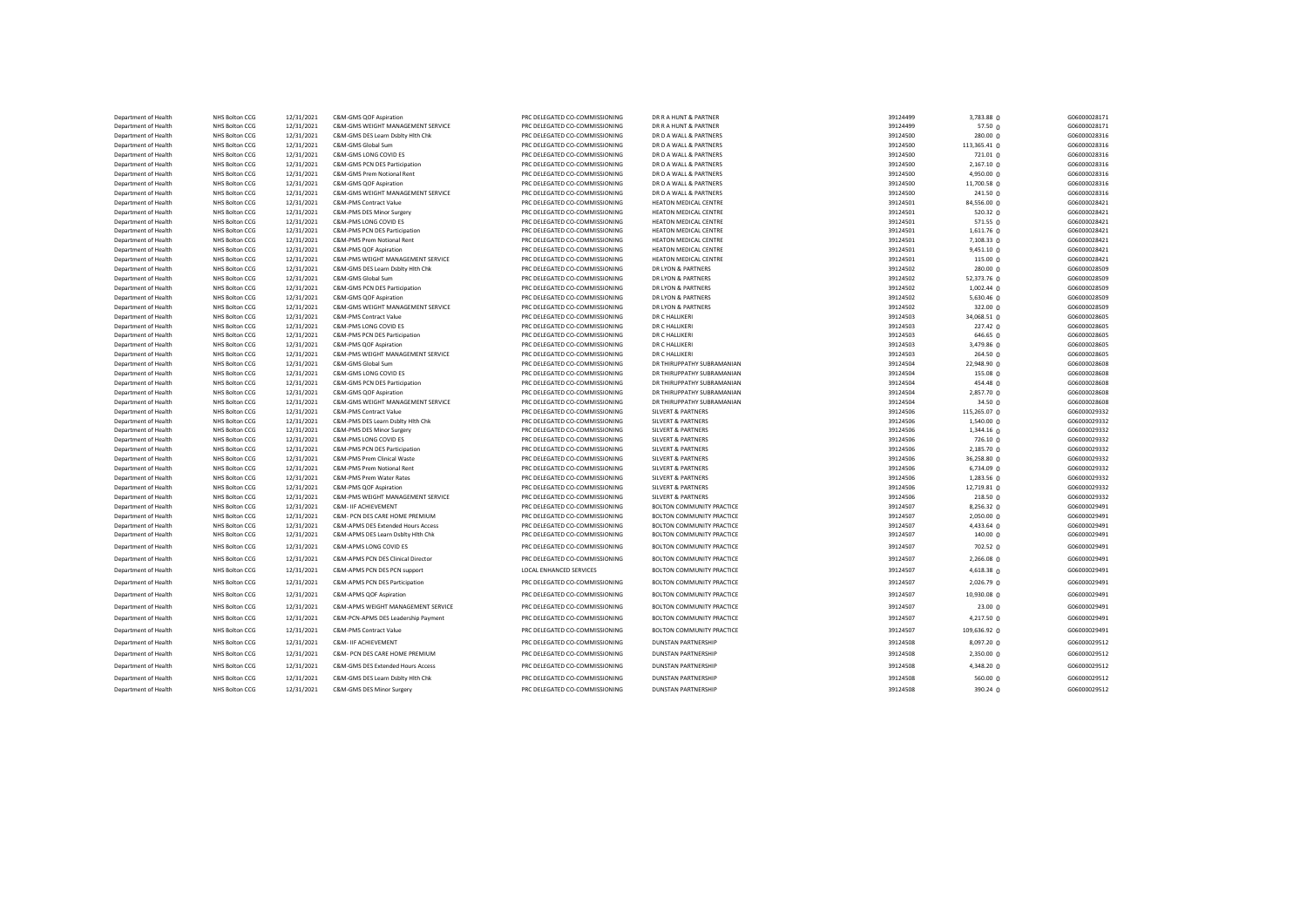| | | | | | | | | |
|---|---|---|---|---|---|---|---|---|
| Department of Health | NHS Bolton CCG | 12/31/2021 | C&M-GMS QOF Aspiration | PRC DELEGATED CO-COMMISSIONING | DR R A HUNT & PARTNER | 39124499 | 3,783.88 | G06000028171 |
| Department of Health | NHS Bolton CCG | 12/31/2021 | C&M-GMS WEIGHT MANAGEMENT SERVICE | PRC DELEGATED CO-COMMISSIONING | DR R A HUNT & PARTNER | 39124499 | 57.50 | G06000028171 |
| Department of Health | NHS Bolton CCG | 12/31/2021 | C&M-GMS DES Learn Dsblty Hlth Chk | PRC DELEGATED CO-COMMISSIONING | DR D A WALL & PARTNERS | 39124500 | 280.00 | G06000028316 |
| Department of Health | NHS Bolton CCG | 12/31/2021 | C&M-GMS Global Sum | PRC DELEGATED CO-COMMISSIONING | DR D A WALL & PARTNERS | 39124500 | 113,365.41 | G06000028316 |
| Department of Health | NHS Bolton CCG | 12/31/2021 | C&M-GMS LONG COVID ES | PRC DELEGATED CO-COMMISSIONING | DR D A WALL & PARTNERS | 39124500 | 721.01 | G06000028316 |
| Department of Health | NHS Bolton CCG | 12/31/2021 | C&M-GMS PCN DES Participation | PRC DELEGATED CO-COMMISSIONING | DR D A WALL & PARTNERS | 39124500 | 2,167.10 | G06000028316 |
| Department of Health | NHS Bolton CCG | 12/31/2021 | C&M-GMS Prem Notional Rent | PRC DELEGATED CO-COMMISSIONING | DR D A WALL & PARTNERS | 39124500 | 4,950.00 | G06000028316 |
| Department of Health | NHS Bolton CCG | 12/31/2021 | C&M-GMS QOF Aspiration | PRC DELEGATED CO-COMMISSIONING | DR D A WALL & PARTNERS | 39124500 | 11,700.58 | G06000028316 |
| Department of Health | NHS Bolton CCG | 12/31/2021 | C&M-GMS WEIGHT MANAGEMENT SERVICE | PRC DELEGATED CO-COMMISSIONING | DR D A WALL & PARTNERS | 39124500 | 241.50 | G06000028316 |
| Department of Health | NHS Bolton CCG | 12/31/2021 | C&M-PMS Contract Value | PRC DELEGATED CO-COMMISSIONING | HEATON MEDICAL CENTRE | 39124501 | 84,556.00 | G06000028421 |
| Department of Health | NHS Bolton CCG | 12/31/2021 | C&M-PMS DES Minor Surgery | PRC DELEGATED CO-COMMISSIONING | HEATON MEDICAL CENTRE | 39124501 | 520.32 | G06000028421 |
| Department of Health | NHS Bolton CCG | 12/31/2021 | C&M-PMS LONG COVID ES | PRC DELEGATED CO-COMMISSIONING | HEATON MEDICAL CENTRE | 39124501 | 571.55 | G06000028421 |
| Department of Health | NHS Bolton CCG | 12/31/2021 | C&M-PMS PCN DES Participation | PRC DELEGATED CO-COMMISSIONING | HEATON MEDICAL CENTRE | 39124501 | 1,611.76 | G06000028421 |
| Department of Health | NHS Bolton CCG | 12/31/2021 | C&M-PMS Prem Notional Rent | PRC DELEGATED CO-COMMISSIONING | HEATON MEDICAL CENTRE | 39124501 | 7,108.33 | G06000028421 |
| Department of Health | NHS Bolton CCG | 12/31/2021 | C&M-PMS QOF Aspiration | PRC DELEGATED CO-COMMISSIONING | HEATON MEDICAL CENTRE | 39124501 | 9,451.10 | G06000028421 |
| Department of Health | NHS Bolton CCG | 12/31/2021 | C&M-PMS WEIGHT MANAGEMENT SERVICE | PRC DELEGATED CO-COMMISSIONING | HEATON MEDICAL CENTRE | 39124501 | 115.00 | G06000028421 |
| Department of Health | NHS Bolton CCG | 12/31/2021 | C&M-GMS DES Learn Dsblty Hlth Chk | PRC DELEGATED CO-COMMISSIONING | DR LYON & PARTNERS | 39124502 | 280.00 | G06000028509 |
| Department of Health | NHS Bolton CCG | 12/31/2021 | C&M-GMS Global Sum | PRC DELEGATED CO-COMMISSIONING | DR LYON & PARTNERS | 39124502 | 52,373.76 | G06000028509 |
| Department of Health | NHS Bolton CCG | 12/31/2021 | C&M-GMS PCN DES Participation | PRC DELEGATED CO-COMMISSIONING | DR LYON & PARTNERS | 39124502 | 1,002.44 | G06000028509 |
| Department of Health | NHS Bolton CCG | 12/31/2021 | C&M-GMS QOF Aspiration | PRC DELEGATED CO-COMMISSIONING | DR LYON & PARTNERS | 39124502 | 5,630.46 | G06000028509 |
| Department of Health | NHS Bolton CCG | 12/31/2021 | C&M-GMS WEIGHT MANAGEMENT SERVICE | PRC DELEGATED CO-COMMISSIONING | DR LYON & PARTNERS | 39124502 | 322.00 | G06000028509 |
| Department of Health | NHS Bolton CCG | 12/31/2021 | C&M-PMS Contract Value | PRC DELEGATED CO-COMMISSIONING | DR C HALLIKERI | 39124503 | 34,068.51 | G06000028605 |
| Department of Health | NHS Bolton CCG | 12/31/2021 | C&M-PMS LONG COVID ES | PRC DELEGATED CO-COMMISSIONING | DR C HALLIKERI | 39124503 | 227.42 | G06000028605 |
| Department of Health | NHS Bolton CCG | 12/31/2021 | C&M-PMS PCN DES Participation | PRC DELEGATED CO-COMMISSIONING | DR C HALLIKERI | 39124503 | 646.65 | G06000028605 |
| Department of Health | NHS Bolton CCG | 12/31/2021 | C&M-PMS QOF Aspiration | PRC DELEGATED CO-COMMISSIONING | DR C HALLIKERI | 39124503 | 3,479.86 | G06000028605 |
| Department of Health | NHS Bolton CCG | 12/31/2021 | C&M-PMS WEIGHT MANAGEMENT SERVICE | PRC DELEGATED CO-COMMISSIONING | DR C HALLIKERI | 39124503 | 264.50 | G06000028605 |
| Department of Health | NHS Bolton CCG | 12/31/2021 | C&M-GMS Global Sum | PRC DELEGATED CO-COMMISSIONING | DR THIRUPPATHY SUBRAMANIAN | 39124504 | 22,948.90 | G06000028608 |
| Department of Health | NHS Bolton CCG | 12/31/2021 | C&M-GMS LONG COVID ES | PRC DELEGATED CO-COMMISSIONING | DR THIRUPPATHY SUBRAMANIAN | 39124504 | 155.08 | G06000028608 |
| Department of Health | NHS Bolton CCG | 12/31/2021 | C&M-GMS PCN DES Participation | PRC DELEGATED CO-COMMISSIONING | DR THIRUPPATHY SUBRAMANIAN | 39124504 | 454.48 | G06000028608 |
| Department of Health | NHS Bolton CCG | 12/31/2021 | C&M-GMS QOF Aspiration | PRC DELEGATED CO-COMMISSIONING | DR THIRUPPATHY SUBRAMANIAN | 39124504 | 2,857.70 | G06000028608 |
| Department of Health | NHS Bolton CCG | 12/31/2021 | C&M-GMS WEIGHT MANAGEMENT SERVICE | PRC DELEGATED CO-COMMISSIONING | DR THIRUPPATHY SUBRAMANIAN | 39124504 | 34.50 | G06000028608 |
| Department of Health | NHS Bolton CCG | 12/31/2021 | C&M-PMS Contract Value | PRC DELEGATED CO-COMMISSIONING | SILVERT & PARTNERS | 39124506 | 115,265.07 | G06000029332 |
| Department of Health | NHS Bolton CCG | 12/31/2021 | C&M-PMS DES Learn Dsblty Hlth Chk | PRC DELEGATED CO-COMMISSIONING | SILVERT & PARTNERS | 39124506 | 1,540.00 | G06000029332 |
| Department of Health | NHS Bolton CCG | 12/31/2021 | C&M-PMS DES Minor Surgery | PRC DELEGATED CO-COMMISSIONING | SILVERT & PARTNERS | 39124506 | 1,344.16 | G06000029332 |
| Department of Health | NHS Bolton CCG | 12/31/2021 | C&M-PMS LONG COVID ES | PRC DELEGATED CO-COMMISSIONING | SILVERT & PARTNERS | 39124506 | 726.10 | G06000029332 |
| Department of Health | NHS Bolton CCG | 12/31/2021 | C&M-PMS PCN DES Participation | PRC DELEGATED CO-COMMISSIONING | SILVERT & PARTNERS | 39124506 | 2,185.70 | G06000029332 |
| Department of Health | NHS Bolton CCG | 12/31/2021 | C&M-PMS Prem Clinical Waste | PRC DELEGATED CO-COMMISSIONING | SILVERT & PARTNERS | 39124506 | 36,258.80 | G06000029332 |
| Department of Health | NHS Bolton CCG | 12/31/2021 | C&M-PMS Prem Notional Rent | PRC DELEGATED CO-COMMISSIONING | SILVERT & PARTNERS | 39124506 | 6,734.09 | G06000029332 |
| Department of Health | NHS Bolton CCG | 12/31/2021 | C&M-PMS Prem Water Rates | PRC DELEGATED CO-COMMISSIONING | SILVERT & PARTNERS | 39124506 | 1,283.56 | G06000029332 |
| Department of Health | NHS Bolton CCG | 12/31/2021 | C&M-PMS QOF Aspiration | PRC DELEGATED CO-COMMISSIONING | SILVERT & PARTNERS | 39124506 | 12,719.81 | G06000029332 |
| Department of Health | NHS Bolton CCG | 12/31/2021 | C&M-PMS WEIGHT MANAGEMENT SERVICE | PRC DELEGATED CO-COMMISSIONING | SILVERT & PARTNERS | 39124506 | 218.50 | G06000029332 |
| Department of Health | NHS Bolton CCG | 12/31/2021 | C&M- IIF ACHIEVEMENT | PRC DELEGATED CO-COMMISSIONING | BOLTON COMMUNITY PRACTICE | 39124507 | 8,256.32 | G06000029491 |
| Department of Health | NHS Bolton CCG | 12/31/2021 | C&M- PCN DES CARE HOME PREMIUM | PRC DELEGATED CO-COMMISSIONING | BOLTON COMMUNITY PRACTICE | 39124507 | 2,050.00 | G06000029491 |
| Department of Health | NHS Bolton CCG | 12/31/2021 | C&M-APMS DES Extended Hours Access | PRC DELEGATED CO-COMMISSIONING | BOLTON COMMUNITY PRACTICE | 39124507 | 4,433.64 | G06000029491 |
| Department of Health | NHS Bolton CCG | 12/31/2021 | C&M-APMS DES Learn Dsblty Hlth Chk | PRC DELEGATED CO-COMMISSIONING | BOLTON COMMUNITY PRACTICE | 39124507 | 140.00 | G06000029491 |
| Department of Health | NHS Bolton CCG | 12/31/2021 | C&M-APMS LONG COVID ES | PRC DELEGATED CO-COMMISSIONING | BOLTON COMMUNITY PRACTICE | 39124507 | 702.52 | G06000029491 |
| Department of Health | NHS Bolton CCG | 12/31/2021 | C&M-APMS PCN DES Clinical Director | PRC DELEGATED CO-COMMISSIONING | BOLTON COMMUNITY PRACTICE | 39124507 | 2,266.08 | G06000029491 |
| Department of Health | NHS Bolton CCG | 12/31/2021 | C&M-APMS PCN DES PCN support | LOCAL ENHANCED SERVICES | BOLTON COMMUNITY PRACTICE | 39124507 | 4,618.38 | G06000029491 |
| Department of Health | NHS Bolton CCG | 12/31/2021 | C&M-APMS PCN DES Participation | PRC DELEGATED CO-COMMISSIONING | BOLTON COMMUNITY PRACTICE | 39124507 | 2,026.79 | G06000029491 |
| Department of Health | NHS Bolton CCG | 12/31/2021 | C&M-APMS QOF Aspiration | PRC DELEGATED CO-COMMISSIONING | BOLTON COMMUNITY PRACTICE | 39124507 | 10,930.08 | G06000029491 |
| Department of Health | NHS Bolton CCG | 12/31/2021 | C&M-APMS WEIGHT MANAGEMENT SERVICE | PRC DELEGATED CO-COMMISSIONING | BOLTON COMMUNITY PRACTICE | 39124507 | 23.00 | G06000029491 |
| Department of Health | NHS Bolton CCG | 12/31/2021 | C&M-PCN-APMS DES Leadership Payment | PRC DELEGATED CO-COMMISSIONING | BOLTON COMMUNITY PRACTICE | 39124507 | 4,217.50 | G06000029491 |
| Department of Health | NHS Bolton CCG | 12/31/2021 | C&M-PMS Contract Value | PRC DELEGATED CO-COMMISSIONING | BOLTON COMMUNITY PRACTICE | 39124507 | 109,636.92 | G06000029491 |
| Department of Health | NHS Bolton CCG | 12/31/2021 | C&M- IIF ACHIEVEMENT | PRC DELEGATED CO-COMMISSIONING | DUNSTAN PARTNERSHIP | 39124508 | 8,097.20 | G06000029512 |
| Department of Health | NHS Bolton CCG | 12/31/2021 | C&M- PCN DES CARE HOME PREMIUM | PRC DELEGATED CO-COMMISSIONING | DUNSTAN PARTNERSHIP | 39124508 | 2,350.00 | G06000029512 |
| Department of Health | NHS Bolton CCG | 12/31/2021 | C&M-GMS DES Extended Hours Access | PRC DELEGATED CO-COMMISSIONING | DUNSTAN PARTNERSHIP | 39124508 | 4,348.20 | G06000029512 |
| Department of Health | NHS Bolton CCG | 12/31/2021 | C&M-GMS DES Learn Dsblty Hlth Chk | PRC DELEGATED CO-COMMISSIONING | DUNSTAN PARTNERSHIP | 39124508 | 560.00 | G06000029512 |
| Department of Health | NHS Bolton CCG | 12/31/2021 | C&M-GMS DES Minor Surgery | PRC DELEGATED CO-COMMISSIONING | DUNSTAN PARTNERSHIP | 39124508 | 390.24 | G06000029512 |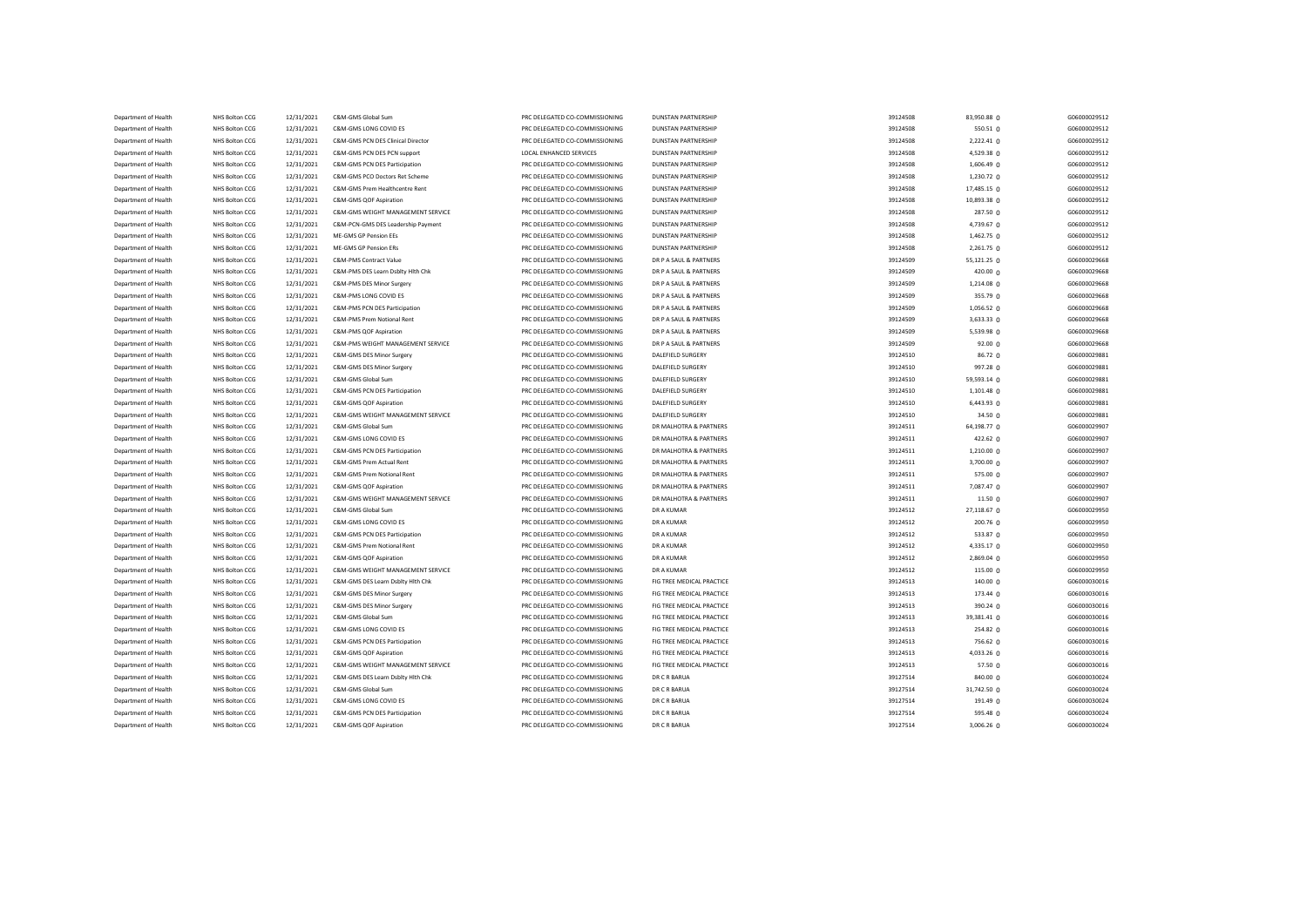| | | | | | | | | |
|---|---|---|---|---|---|---|---|---|
| Department of Health | NHS Bolton CCG | 12/31/2021 | C&M-GMS Global Sum | PRC DELEGATED CO-COMMISSIONING | DUNSTAN PARTNERSHIP | 39124508 | 83,950.88 () | G06000029512 |
| Department of Health | NHS Bolton CCG | 12/31/2021 | C&M-GMS LONG COVID ES | PRC DELEGATED CO-COMMISSIONING | DUNSTAN PARTNERSHIP | 39124508 | 550.51 () | G06000029512 |
| Department of Health | NHS Bolton CCG | 12/31/2021 | C&M-GMS PCN DES Clinical Director | PRC DELEGATED CO-COMMISSIONING | DUNSTAN PARTNERSHIP | 39124508 | 2,222.41 () | G06000029512 |
| Department of Health | NHS Bolton CCG | 12/31/2021 | C&M-GMS PCN DES PCN support | LOCAL ENHANCED SERVICES | DUNSTAN PARTNERSHIP | 39124508 | 4,529.38 () | G06000029512 |
| Department of Health | NHS Bolton CCG | 12/31/2021 | C&M-GMS PCN DES Participation | PRC DELEGATED CO-COMMISSIONING | DUNSTAN PARTNERSHIP | 39124508 | 1,606.49 () | G06000029512 |
| Department of Health | NHS Bolton CCG | 12/31/2021 | C&M-GMS PCO Doctors Ret Scheme | PRC DELEGATED CO-COMMISSIONING | DUNSTAN PARTNERSHIP | 39124508 | 1,230.72 () | G06000029512 |
| Department of Health | NHS Bolton CCG | 12/31/2021 | C&M-GMS Prem Healthcentre Rent | PRC DELEGATED CO-COMMISSIONING | DUNSTAN PARTNERSHIP | 39124508 | 17,485.15 () | G06000029512 |
| Department of Health | NHS Bolton CCG | 12/31/2021 | C&M-GMS QOF Aspiration | PRC DELEGATED CO-COMMISSIONING | DUNSTAN PARTNERSHIP | 39124508 | 10,893.38 () | G06000029512 |
| Department of Health | NHS Bolton CCG | 12/31/2021 | C&M-GMS WEIGHT MANAGEMENT SERVICE | PRC DELEGATED CO-COMMISSIONING | DUNSTAN PARTNERSHIP | 39124508 | 287.50 () | G06000029512 |
| Department of Health | NHS Bolton CCG | 12/31/2021 | C&M-PCN-GMS DES Leadership Payment | PRC DELEGATED CO-COMMISSIONING | DUNSTAN PARTNERSHIP | 39124508 | 4,739.67 () | G06000029512 |
| Department of Health | NHS Bolton CCG | 12/31/2021 | ME-GMS GP Pension EEs | PRC DELEGATED CO-COMMISSIONING | DUNSTAN PARTNERSHIP | 39124508 | 1,462.75 () | G06000029512 |
| Department of Health | NHS Bolton CCG | 12/31/2021 | ME-GMS GP Pension ERs | PRC DELEGATED CO-COMMISSIONING | DUNSTAN PARTNERSHIP | 39124508 | 2,261.75 () | G06000029512 |
| Department of Health | NHS Bolton CCG | 12/31/2021 | C&M-PMS Contract Value | PRC DELEGATED CO-COMMISSIONING | DR P A SAUL & PARTNERS | 39124509 | 55,121.25 () | G06000029668 |
| Department of Health | NHS Bolton CCG | 12/31/2021 | C&M-PMS DES Learn Dsblty Hlth Chk | PRC DELEGATED CO-COMMISSIONING | DR P A SAUL & PARTNERS | 39124509 | 420.00 () | G06000029668 |
| Department of Health | NHS Bolton CCG | 12/31/2021 | C&M-PMS DES Minor Surgery | PRC DELEGATED CO-COMMISSIONING | DR P A SAUL & PARTNERS | 39124509 | 1,214.08 () | G06000029668 |
| Department of Health | NHS Bolton CCG | 12/31/2021 | C&M-PMS LONG COVID ES | PRC DELEGATED CO-COMMISSIONING | DR P A SAUL & PARTNERS | 39124509 | 355.79 () | G06000029668 |
| Department of Health | NHS Bolton CCG | 12/31/2021 | C&M-PMS PCN DES Participation | PRC DELEGATED CO-COMMISSIONING | DR P A SAUL & PARTNERS | 39124509 | 1,056.52 () | G06000029668 |
| Department of Health | NHS Bolton CCG | 12/31/2021 | C&M-PMS Prem Notional Rent | PRC DELEGATED CO-COMMISSIONING | DR P A SAUL & PARTNERS | 39124509 | 3,633.33 () | G06000029668 |
| Department of Health | NHS Bolton CCG | 12/31/2021 | C&M-PMS QOF Aspiration | PRC DELEGATED CO-COMMISSIONING | DR P A SAUL & PARTNERS | 39124509 | 5,539.98 () | G06000029668 |
| Department of Health | NHS Bolton CCG | 12/31/2021 | C&M-PMS WEIGHT MANAGEMENT SERVICE | PRC DELEGATED CO-COMMISSIONING | DR P A SAUL & PARTNERS | 39124509 | 92.00 () | G06000029668 |
| Department of Health | NHS Bolton CCG | 12/31/2021 | C&M-GMS DES Minor Surgery | PRC DELEGATED CO-COMMISSIONING | DALEFIELD SURGERY | 39124510 | 86.72 () | G06000029881 |
| Department of Health | NHS Bolton CCG | 12/31/2021 | C&M-GMS DES Minor Surgery | PRC DELEGATED CO-COMMISSIONING | DALEFIELD SURGERY | 39124510 | 997.28 () | G06000029881 |
| Department of Health | NHS Bolton CCG | 12/31/2021 | C&M-GMS Global Sum | PRC DELEGATED CO-COMMISSIONING | DALEFIELD SURGERY | 39124510 | 59,593.14 () | G06000029881 |
| Department of Health | NHS Bolton CCG | 12/31/2021 | C&M-GMS PCN DES Participation | PRC DELEGATED CO-COMMISSIONING | DALEFIELD SURGERY | 39124510 | 1,101.48 () | G06000029881 |
| Department of Health | NHS Bolton CCG | 12/31/2021 | C&M-GMS QOF Aspiration | PRC DELEGATED CO-COMMISSIONING | DALEFIELD SURGERY | 39124510 | 6,443.93 () | G06000029881 |
| Department of Health | NHS Bolton CCG | 12/31/2021 | C&M-GMS WEIGHT MANAGEMENT SERVICE | PRC DELEGATED CO-COMMISSIONING | DALEFIELD SURGERY | 39124510 | 34.50 () | G06000029881 |
| Department of Health | NHS Bolton CCG | 12/31/2021 | C&M-GMS Global Sum | PRC DELEGATED CO-COMMISSIONING | DR MALHOTRA & PARTNERS | 39124511 | 64,198.77 () | G06000029907 |
| Department of Health | NHS Bolton CCG | 12/31/2021 | C&M-GMS LONG COVID ES | PRC DELEGATED CO-COMMISSIONING | DR MALHOTRA & PARTNERS | 39124511 | 422.62 () | G06000029907 |
| Department of Health | NHS Bolton CCG | 12/31/2021 | C&M-GMS PCN DES Participation | PRC DELEGATED CO-COMMISSIONING | DR MALHOTRA & PARTNERS | 39124511 | 1,210.00 () | G06000029907 |
| Department of Health | NHS Bolton CCG | 12/31/2021 | C&M-GMS Prem Actual Rent | PRC DELEGATED CO-COMMISSIONING | DR MALHOTRA & PARTNERS | 39124511 | 3,700.00 () | G06000029907 |
| Department of Health | NHS Bolton CCG | 12/31/2021 | C&M-GMS Prem Notional Rent | PRC DELEGATED CO-COMMISSIONING | DR MALHOTRA & PARTNERS | 39124511 | 575.00 () | G06000029907 |
| Department of Health | NHS Bolton CCG | 12/31/2021 | C&M-GMS QOF Aspiration | PRC DELEGATED CO-COMMISSIONING | DR MALHOTRA & PARTNERS | 39124511 | 7,087.47 () | G06000029907 |
| Department of Health | NHS Bolton CCG | 12/31/2021 | C&M-GMS WEIGHT MANAGEMENT SERVICE | PRC DELEGATED CO-COMMISSIONING | DR MALHOTRA & PARTNERS | 39124511 | 11.50 () | G06000029907 |
| Department of Health | NHS Bolton CCG | 12/31/2021 | C&M-GMS Global Sum | PRC DELEGATED CO-COMMISSIONING | DR A KUMAR | 39124512 | 27,118.67 () | G06000029950 |
| Department of Health | NHS Bolton CCG | 12/31/2021 | C&M-GMS LONG COVID ES | PRC DELEGATED CO-COMMISSIONING | DR A KUMAR | 39124512 | 200.76 () | G06000029950 |
| Department of Health | NHS Bolton CCG | 12/31/2021 | C&M-GMS PCN DES Participation | PRC DELEGATED CO-COMMISSIONING | DR A KUMAR | 39124512 | 533.87 () | G06000029950 |
| Department of Health | NHS Bolton CCG | 12/31/2021 | C&M-GMS Prem Notional Rent | PRC DELEGATED CO-COMMISSIONING | DR A KUMAR | 39124512 | 4,335.17 () | G06000029950 |
| Department of Health | NHS Bolton CCG | 12/31/2021 | C&M-GMS QOF Aspiration | PRC DELEGATED CO-COMMISSIONING | DR A KUMAR | 39124512 | 2,869.04 () | G06000029950 |
| Department of Health | NHS Bolton CCG | 12/31/2021 | C&M-GMS WEIGHT MANAGEMENT SERVICE | PRC DELEGATED CO-COMMISSIONING | DR A KUMAR | 39124512 | 115.00 () | G06000029950 |
| Department of Health | NHS Bolton CCG | 12/31/2021 | C&M-GMS DES Learn Dsblty Hlth Chk | PRC DELEGATED CO-COMMISSIONING | FIG TREE MEDICAL PRACTICE | 39124513 | 140.00 () | G06000030016 |
| Department of Health | NHS Bolton CCG | 12/31/2021 | C&M-GMS DES Minor Surgery | PRC DELEGATED CO-COMMISSIONING | FIG TREE MEDICAL PRACTICE | 39124513 | 173.44 () | G06000030016 |
| Department of Health | NHS Bolton CCG | 12/31/2021 | C&M-GMS DES Minor Surgery | PRC DELEGATED CO-COMMISSIONING | FIG TREE MEDICAL PRACTICE | 39124513 | 390.24 () | G06000030016 |
| Department of Health | NHS Bolton CCG | 12/31/2021 | C&M-GMS Global Sum | PRC DELEGATED CO-COMMISSIONING | FIG TREE MEDICAL PRACTICE | 39124513 | 39,381.41 () | G06000030016 |
| Department of Health | NHS Bolton CCG | 12/31/2021 | C&M-GMS LONG COVID ES | PRC DELEGATED CO-COMMISSIONING | FIG TREE MEDICAL PRACTICE | 39124513 | 254.82 () | G06000030016 |
| Department of Health | NHS Bolton CCG | 12/31/2021 | C&M-GMS PCN DES Participation | PRC DELEGATED CO-COMMISSIONING | FIG TREE MEDICAL PRACTICE | 39124513 | 756.62 () | G06000030016 |
| Department of Health | NHS Bolton CCG | 12/31/2021 | C&M-GMS QOF Aspiration | PRC DELEGATED CO-COMMISSIONING | FIG TREE MEDICAL PRACTICE | 39124513 | 4,033.26 () | G06000030016 |
| Department of Health | NHS Bolton CCG | 12/31/2021 | C&M-GMS WEIGHT MANAGEMENT SERVICE | PRC DELEGATED CO-COMMISSIONING | FIG TREE MEDICAL PRACTICE | 39124513 | 57.50 () | G06000030016 |
| Department of Health | NHS Bolton CCG | 12/31/2021 | C&M-GMS DES Learn Dsblty Hlth Chk | PRC DELEGATED CO-COMMISSIONING | DR C R BARUA | 39127514 | 840.00 () | G06000030024 |
| Department of Health | NHS Bolton CCG | 12/31/2021 | C&M-GMS Global Sum | PRC DELEGATED CO-COMMISSIONING | DR C R BARUA | 39127514 | 31,742.50 () | G06000030024 |
| Department of Health | NHS Bolton CCG | 12/31/2021 | C&M-GMS LONG COVID ES | PRC DELEGATED CO-COMMISSIONING | DR C R BARUA | 39127514 | 191.49 () | G06000030024 |
| Department of Health | NHS Bolton CCG | 12/31/2021 | C&M-GMS PCN DES Participation | PRC DELEGATED CO-COMMISSIONING | DR C R BARUA | 39127514 | 595.48 () | G06000030024 |
| Department of Health | NHS Bolton CCG | 12/31/2021 | C&M-GMS QOF Aspiration | PRC DELEGATED CO-COMMISSIONING | DR C R BARUA | 39127514 | 3,006.26 () | G06000030024 |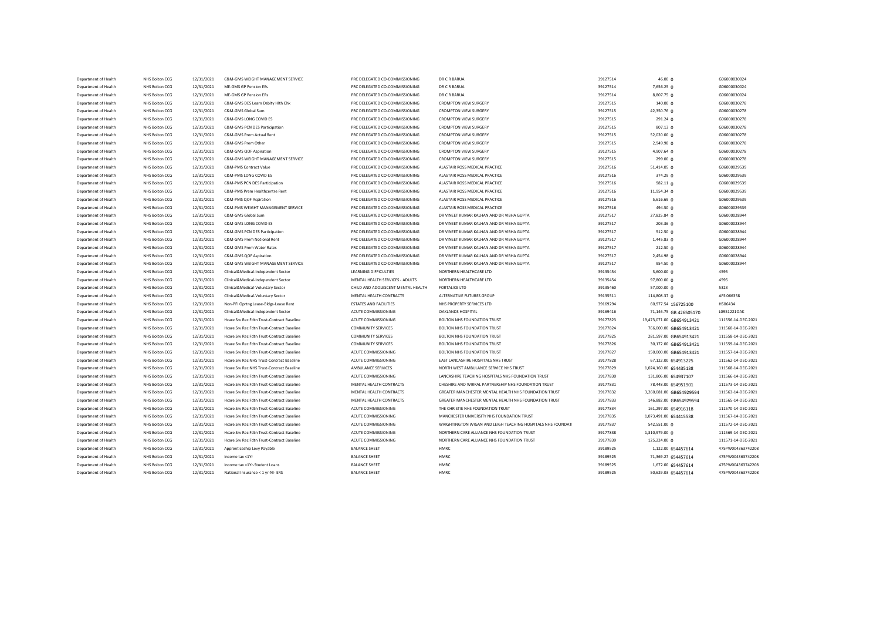| | | | | | | | | | |
|---|---|---|---|---|---|---|---|---|---|
| Department of Health | NHS Bolton CCG | 12/31/2021 | C&M-GMS WEIGHT MANAGEMENT SERVICE | PRC DELEGATED CO-COMMISSIONING | DR C R BARUA | 39127514 | 46.00 | 0 | G06000030024 |
| Department of Health | NHS Bolton CCG | 12/31/2021 | ME-GMS GP Pension EEs | PRC DELEGATED CO-COMMISSIONING | DR C R BARUA | 39127514 | 7,656.25 | 0 | G06000030024 |
| Department of Health | NHS Bolton CCG | 12/31/2021 | ME-GMS GP Pension ERs | PRC DELEGATED CO-COMMISSIONING | DR C R BARUA | 39127514 | 8,807.75 | 0 | G06000030024 |
| Department of Health | NHS Bolton CCG | 12/31/2021 | C&M-GMS DES Learn Dsblty Hlth Chk | PRC DELEGATED CO-COMMISSIONING | CROMPTON VIEW SURGERY | 39127515 | 140.00 | 0 | G06000030278 |
| Department of Health | NHS Bolton CCG | 12/31/2021 | C&M-GMS Global Sum | PRC DELEGATED CO-COMMISSIONING | CROMPTON VIEW SURGERY | 39127515 | 42,350.76 | 0 | G06000030278 |
| Department of Health | NHS Bolton CCG | 12/31/2021 | C&M-GMS LONG COVID ES | PRC DELEGATED CO-COMMISSIONING | CROMPTON VIEW SURGERY | 39127515 | 291.24 | 0 | G06000030278 |
| Department of Health | NHS Bolton CCG | 12/31/2021 | C&M-GMS PCN DES Participation | PRC DELEGATED CO-COMMISSIONING | CROMPTON VIEW SURGERY | 39127515 | 807.13 | 0 | G06000030278 |
| Department of Health | NHS Bolton CCG | 12/31/2021 | C&M-GMS Prem Actual Rent | PRC DELEGATED CO-COMMISSIONING | CROMPTON VIEW SURGERY | 39127515 | 52,020.00 | 0 | G06000030278 |
| Department of Health | NHS Bolton CCG | 12/31/2021 | C&M-GMS Prem Other | PRC DELEGATED CO-COMMISSIONING | CROMPTON VIEW SURGERY | 39127515 | 2,949.98 | 0 | G06000030278 |
| Department of Health | NHS Bolton CCG | 12/31/2021 | C&M-GMS QOF Aspiration | PRC DELEGATED CO-COMMISSIONING | CROMPTON VIEW SURGERY | 39127515 | 4,907.64 | 0 | G06000030278 |
| Department of Health | NHS Bolton CCG | 12/31/2021 | C&M-GMS WEIGHT MANAGEMENT SERVICE | PRC DELEGATED CO-COMMISSIONING | CROMPTON VIEW SURGERY | 39127515 | 299.00 | 0 | G06000030278 |
| Department of Health | NHS Bolton CCG | 12/31/2021 | C&M-PMS Contract Value | PRC DELEGATED CO-COMMISSIONING | ALASTAIR ROSS MEDICAL PRACTICE | 39127516 | 51,414.05 | 0 | G06000029539 |
| Department of Health | NHS Bolton CCG | 12/31/2021 | C&M-PMS LONG COVID ES | PRC DELEGATED CO-COMMISSIONING | ALASTAIR ROSS MEDICAL PRACTICE | 39127516 | 374.29 | 0 | G06000029539 |
| Department of Health | NHS Bolton CCG | 12/31/2021 | C&M-PMS PCN DES Participation | PRC DELEGATED CO-COMMISSIONING | ALASTAIR ROSS MEDICAL PRACTICE | 39127516 | 982.11 | 0 | G06000029539 |
| Department of Health | NHS Bolton CCG | 12/31/2021 | C&M-PMS Prem Healthcentre Rent | PRC DELEGATED CO-COMMISSIONING | ALASTAIR ROSS MEDICAL PRACTICE | 39127516 | 11,954.34 | 0 | G06000029539 |
| Department of Health | NHS Bolton CCG | 12/31/2021 | C&M-PMS QOF Aspiration | PRC DELEGATED CO-COMMISSIONING | ALASTAIR ROSS MEDICAL PRACTICE | 39127516 | 5,616.69 | 0 | G06000029539 |
| Department of Health | NHS Bolton CCG | 12/31/2021 | C&M-PMS WEIGHT MANAGEMENT SERVICE | PRC DELEGATED CO-COMMISSIONING | ALASTAIR ROSS MEDICAL PRACTICE | 39127516 | 494.50 | 0 | G06000029539 |
| Department of Health | NHS Bolton CCG | 12/31/2021 | C&M-GMS Global Sum | PRC DELEGATED CO-COMMISSIONING | DR VINEET KUMAR KALHAN AND DR VIBHA GUPTA | 39127517 | 27,825.84 | 0 | G06000028944 |
| Department of Health | NHS Bolton CCG | 12/31/2021 | C&M-GMS LONG COVID ES | PRC DELEGATED CO-COMMISSIONING | DR VINEET KUMAR KALHAN AND DR VIBHA GUPTA | 39127517 | 203.36 | 0 | G06000028944 |
| Department of Health | NHS Bolton CCG | 12/31/2021 | C&M-GMS PCN DES Participation | PRC DELEGATED CO-COMMISSIONING | DR VINEET KUMAR KALHAN AND DR VIBHA GUPTA | 39127517 | 512.50 | 0 | G06000028944 |
| Department of Health | NHS Bolton CCG | 12/31/2021 | C&M-GMS Prem Notional Rent | PRC DELEGATED CO-COMMISSIONING | DR VINEET KUMAR KALHAN AND DR VIBHA GUPTA | 39127517 | 1,445.83 | 0 | G06000028944 |
| Department of Health | NHS Bolton CCG | 12/31/2021 | C&M-GMS Prem Water Rates | PRC DELEGATED CO-COMMISSIONING | DR VINEET KUMAR KALHAN AND DR VIBHA GUPTA | 39127517 | 212.50 | 0 | G06000028944 |
| Department of Health | NHS Bolton CCG | 12/31/2021 | C&M-GMS QOF Aspiration | PRC DELEGATED CO-COMMISSIONING | DR VINEET KUMAR KALHAN AND DR VIBHA GUPTA | 39127517 | 2,454.98 | 0 | G06000028944 |
| Department of Health | NHS Bolton CCG | 12/31/2021 | C&M-GMS WEIGHT MANAGEMENT SERVICE | PRC DELEGATED CO-COMMISSIONING | DR VINEET KUMAR KALHAN AND DR VIBHA GUPTA | 39127517 | 954.50 | 0 | G06000028944 |
| Department of Health | NHS Bolton CCG | 12/31/2021 | Clinical&Medical-Independent Sector | LEARNING DIFFICULTIES | NORTHERN HEALTHCARE LTD | 39135454 | 3,600.00 | 0 | 4595 |
| Department of Health | NHS Bolton CCG | 12/31/2021 | Clinical&Medical-Independent Sector | MENTAL HEALTH SERVICES - ADULTS | NORTHERN HEALTHCARE LTD | 39135454 | 97,800.00 | 0 | 4595 |
| Department of Health | NHS Bolton CCG | 12/31/2021 | Clinical&Medical-Voluntary Sector | CHILD AND ADOLESCENT MENTAL HEALTH | FORTALICE LTD | 39135460 | 57,000.00 | 0 | 5323 |
| Department of Health | NHS Bolton CCG | 12/31/2021 | Clinical&Medical-Voluntary Sector | MENTAL HEALTH CONTRACTS | ALTERNATIVE FUTURES GROUP | 39135511 | 114,808.37 | 0 | AFSI066358 |
| Department of Health | NHS Bolton CCG | 12/31/2021 | Non-PFI Oprtng Lease-Bldgs-Lease Rent | ESTATES AND FACILITIES | NHS PROPERTY SERVICES LTD | 39169294 | 60,977.54 | 156725100 | H506434 |
| Department of Health | NHS Bolton CCG | 12/31/2021 | Clinical&Medical-Independent Sector | ACUTE COMMISSIONING | OAKLANDS HOSPITAL | 39169416 | 71,146.75 | GB 426505170 | L0951221OAK |
| Department of Health | NHS Bolton CCG | 12/31/2021 | Hcare Srv Rec Fdtn Trust-Contract Baseline | ACUTE COMMISSIONING | BOLTON NHS FOUNDATION TRUST | 39177823 | 19,473,071.00 | GB654913421 | 111556-14-DEC-2021 |
| Department of Health | NHS Bolton CCG | 12/31/2021 | Hcare Srv Rec Fdtn Trust-Contract Baseline | COMMUNITY SERVICES | BOLTON NHS FOUNDATION TRUST | 39177824 | 766,000.00 | GB654913421 | 111560-14-DEC-2021 |
| Department of Health | NHS Bolton CCG | 12/31/2021 | Hcare Srv Rec Fdtn Trust-Contract Baseline | COMMUNITY SERVICES | BOLTON NHS FOUNDATION TRUST | 39177825 | 281,597.00 | GB654913421 | 111558-14-DEC-2021 |
| Department of Health | NHS Bolton CCG | 12/31/2021 | Hcare Srv Rec Fdtn Trust-Contract Baseline | COMMUNITY SERVICES | BOLTON NHS FOUNDATION TRUST | 39177826 | 30,172.00 | GB654913421 | 111559-14-DEC-2021 |
| Department of Health | NHS Bolton CCG | 12/31/2021 | Hcare Srv Rec Fdtn Trust-Contract Baseline | ACUTE COMMISSIONING | BOLTON NHS FOUNDATION TRUST | 39177827 | 150,000.00 | GB654913421 | 111557-14-DEC-2021 |
| Department of Health | NHS Bolton CCG | 12/31/2021 | Hcare Srv Rec NHS Trust-Contract Baseline | ACUTE COMMISSIONING | EAST LANCASHIRE HOSPITALS NHS TRUST | 39177828 | 67,122.00 | 654913225 | 111562-14-DEC-2021 |
| Department of Health | NHS Bolton CCG | 12/31/2021 | Hcare Srv Rec NHS Trust-Contract Baseline | AMBULANCE SERVICES | NORTH WEST AMBULANCE SERVICE NHS TRUST | 39177829 | 1,024,160.00 | 654435138 | 111568-14-DEC-2021 |
| Department of Health | NHS Bolton CCG | 12/31/2021 | Hcare Srv Rec Fdtn Trust-Contract Baseline | ACUTE COMMISSIONING | LANCASHIRE TEACHING HOSPITALS NHS FOUNDATION TRUST | 39177830 | 131,806.00 | 654937107 | 111566-14-DEC-2021 |
| Department of Health | NHS Bolton CCG | 12/31/2021 | Hcare Srv Rec Fdtn Trust-Contract Baseline | MENTAL HEALTH CONTRACTS | CHESHIRE AND WIRRAL PARTNERSHIP NHS FOUNDATION TRUST | 39177831 | 78,448.00 | 654951901 | 111573-14-DEC-2021 |
| Department of Health | NHS Bolton CCG | 12/31/2021 | Hcare Srv Rec Fdtn Trust-Contract Baseline | MENTAL HEALTH CONTRACTS | GREATER MANCHESTER MENTAL HEALTH NHS FOUNDATION TRUST | 39177832 | 3,260,081.00 | GB654929594 | 111563-14-DEC-2021 |
| Department of Health | NHS Bolton CCG | 12/31/2021 | Hcare Srv Rec Fdtn Trust-Contract Baseline | MENTAL HEALTH CONTRACTS | GREATER MANCHESTER MENTAL HEALTH NHS FOUNDATION TRUST | 39177833 | 146,882.00 | GB654929594 | 111565-14-DEC-2021 |
| Department of Health | NHS Bolton CCG | 12/31/2021 | Hcare Srv Rec Fdtn Trust-Contract Baseline | ACUTE COMMISSIONING | THE CHRISTIE NHS FOUNDATION TRUST | 39177834 | 161,297.00 | 654916118 | 111570-14-DEC-2021 |
| Department of Health | NHS Bolton CCG | 12/31/2021 | Hcare Srv Rec Fdtn Trust-Contract Baseline | ACUTE COMMISSIONING | MANCHESTER UNIVERSITY NHS FOUNDATION TRUST | 39177835 | 1,073,491.00 | 654415538 | 111567-14-DEC-2021 |
| Department of Health | NHS Bolton CCG | 12/31/2021 | Hcare Srv Rec Fdtn Trust-Contract Baseline | ACUTE COMMISSIONING | WRIGHTINGTON WIGAN AND LEIGH TEACHING HOSPITALS NHS FOUNDATI | 39177837 | 542,551.00 | 0 | 111572-14-DEC-2021 |
| Department of Health | NHS Bolton CCG | 12/31/2021 | Hcare Srv Rec Fdtn Trust-Contract Baseline | ACUTE COMMISSIONING | NORTHERN CARE ALLIANCE NHS FOUNDATION TRUST | 39177838 | 1,310,979.00 | 0 | 111569-14-DEC-2021 |
| Department of Health | NHS Bolton CCG | 12/31/2021 | Hcare Srv Rec Fdtn Trust-Contract Baseline | ACUTE COMMISSIONING | NORTHERN CARE ALLIANCE NHS FOUNDATION TRUST | 39177839 | 125,224.00 | 0 | 111571-14-DEC-2021 |
| Department of Health | NHS Bolton CCG | 12/31/2021 | Apprenticeship Levy Payable | BALANCE SHEET | HMRC | 39189525 | 1,122.00 | 654457614 | 475PW004363742208 |
| Department of Health | NHS Bolton CCG | 12/31/2021 | Income tax <1Yr | BALANCE SHEET | HMRC | 39189525 | 71,369.27 | 654457614 | 475PW004363742208 |
| Department of Health | NHS Bolton CCG | 12/31/2021 | Income tax <1Yr-Student Loans | BALANCE SHEET | HMRC | 39189525 | 1,672.00 | 654457614 | 475PW004363742208 |
| Department of Health | NHS Bolton CCG | 12/31/2021 | National Insurance < 1 yr-NI- ERS | BALANCE SHEET | HMRC | 39189525 | 50,629.03 | 654457614 | 475PW004363742208 |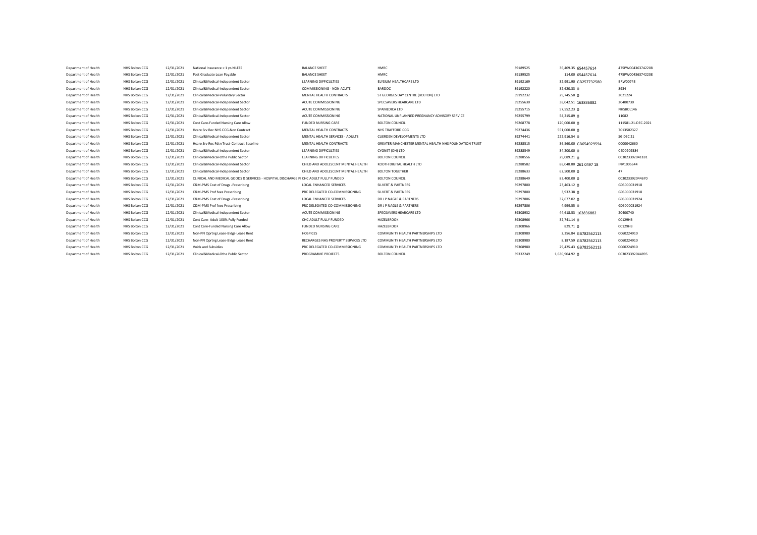| | | | | | | | | | |
|---|---|---|---|---|---|---|---|---|---|
| Department of Health | NHS Bolton CCG | 12/31/2021 | National Insurance < 1 yr-NI-EES | BALANCE SHEET | HMRC | 39189525 | 36,409.35 | 654457614 | 475PW004363742208 |
| Department of Health | NHS Bolton CCG | 12/31/2021 | Post Graduate Loan Payable | BALANCE SHEET | HMRC | 39189525 | 114.00 | 654457614 | 475PW004363742208 |
| Department of Health | NHS Bolton CCG | 12/31/2021 | Clinical&Medical-Independent Sector | LEARNING DIFFICULTIES | ELYSIUM HEALTHCARE LTD | 39192169 | 32,991.90 | GB257732580 | BRW00743 |
| Department of Health | NHS Bolton CCG | 12/31/2021 | Clinical&Medical-Independent Sector | COMMISSIONING - NON ACUTE | BARDOC | 39192220 | 32,620.33 | 0 | 8934 |
| Department of Health | NHS Bolton CCG | 12/31/2021 | Clinical&Medical-Voluntary Sector | MENTAL HEALTH CONTRACTS | ST GEORGES DAY CENTRE (BOLTON) LTD | 39192232 | 29,745.50 | 0 | 2021224 |
| Department of Health | NHS Bolton CCG | 12/31/2021 | Clinical&Medical-Independent Sector | ACUTE COMMISSIONING | SPECSAVERS HEARCARE LTD | 39255630 | 38,042.51 | 163836882 | 20400730 |
| Department of Health | NHS Bolton CCG | 12/31/2021 | Clinical&Medical-Independent Sector | ACUTE COMMISSIONING | SPAMEDICA LTD | 39255715 | 57,552.23 | 0 | NHSBOL146 |
| Department of Health | NHS Bolton CCG | 12/31/2021 | Clinical&Medical-Independent Sector | ACUTE COMMISSIONING | NATIONAL UNPLANNED PREGNANCY ADVISORY SERVICE | 39255799 | 54,215.89 | 0 | 11082 |
| Department of Health | NHS Bolton CCG | 12/31/2021 | Cont Care-Funded Nursing Care Allow | FUNDED NURSING CARE | BOLTON COUNCIL | 39268778 | 120,000.00 | 0 | 111581-21-DEC-2021 |
| Department of Health | NHS Bolton CCG | 12/31/2021 | Hcare Srv Rec NHS CCG-Non Contract | MENTAL HEALTH CONTRACTS | NHS TRAFFORD CCG | 39274436 | 551,000.00 | 0 | 7013502327 |
| Department of Health | NHS Bolton CCG | 12/31/2021 | Clinical&Medical-Independent Sector | MENTAL HEALTH SERVICES - ADULTS | CUERDEN DEVELOPMENTS LTD | 39274441 | 222,916.54 | 0 | SG DEC 21 |
| Department of Health | NHS Bolton CCG | 12/31/2021 | Hcare Srv Rec Fdtn Trust-Contract Baseline | MENTAL HEALTH CONTRACTS | GREATER MANCHESTER MENTAL HEALTH NHS FOUNDATION TRUST | 39288515 | 36,560.00 | GB654929594 | 0000042660 |
| Department of Health | NHS Bolton CCG | 12/31/2021 | Clinical&Medical-Independent Sector | LEARNING DIFFICULTIES | CYGNET (DH) LTD | 39288549 | 34,200.00 | 0 | CED0209384 |
| Department of Health | NHS Bolton CCG | 12/31/2021 | Clinical&Medical-Othe Public Sector | LEARNING DIFFICULTIES | BOLTON COUNCIL | 39288556 | 29,089.21 | 0 | 003023392041181 |
| Department of Health | NHS Bolton CCG | 12/31/2021 | Clinical&Medical-Independent Sector | CHILD AND ADOLESCENT MENTAL HEALTH | KOOTH DIGITAL HEALTH LTD | 39288582 | 88,048.80 | 261 0497 18 | INV1005644 |
| Department of Health | NHS Bolton CCG | 12/31/2021 | Clinical&Medical-Independent Sector | CHILD AND ADOLESCENT MENTAL HEALTH | BOLTON TOGETHER | 39288633 | 62,500.00 | 0 | 47 |
| Department of Health | NHS Bolton CCG | 12/31/2021 | CLINICAL AND MEDICAL GOODS & SERVICES - HOSPITAL DISCHARGE P | CHC ADULT FULLY FUNDED | BOLTON COUNCIL | 39288649 | 83,400.00 | 0 | 003023392044670 |
| Department of Health | NHS Bolton CCG | 12/31/2021 | C&M-PMS Cost of Drugs -Prescribing | LOCAL ENHANCED SERVICES | SILVERT & PARTNERS | 39297800 | 23,463.12 | 0 | G06000031918 |
| Department of Health | NHS Bolton CCG | 12/31/2021 | C&M-PMS Prof fees Prescribing | PRC DELEGATED CO-COMMISSIONING | SILVERT & PARTNERS | 39297800 | 3,932.38 | 0 | G06000031918 |
| Department of Health | NHS Bolton CCG | 12/31/2021 | C&M-PMS Cost of Drugs -Prescribing | LOCAL ENHANCED SERVICES | DR J P NAGLE & PARTNERS | 39297806 | 32,677.02 | 0 | G06000031924 |
| Department of Health | NHS Bolton CCG | 12/31/2021 | C&M-PMS Prof fees Prescribing | PRC DELEGATED CO-COMMISSIONING | DR J P NAGLE & PARTNERS | 39297806 | 4,999.55 | 0 | G06000031924 |
| Department of Health | NHS Bolton CCG | 12/31/2021 | Clinical&Medical-Independent Sector | ACUTE COMMISSIONING | SPECSAVERS HEARCARE LTD | 39308932 | 44,618.53 | 163836882 | 20400740 |
| Department of Health | NHS Bolton CCG | 12/31/2021 | Cont Care- Adult 100% Fully Funded | CHC ADULT FULLY FUNDED | HAZELBROOK | 39308966 | 32,741.14 | 0 | 00129HB |
| Department of Health | NHS Bolton CCG | 12/31/2021 | Cont Care-Funded Nursing Care Allow | FUNDED NURSING CARE | HAZELBROOK | 39308966 | 829.71 | 0 | 00129HB |
| Department of Health | NHS Bolton CCG | 12/31/2021 | Non-PFI Oprtng Lease-Bldgs-Lease Rent | HOSPICES | COMMUNITY HEALTH PARTNERSHIPS LTD | 39308980 | 2,356.84 | GB782562113 | 0060224910 |
| Department of Health | NHS Bolton CCG | 12/31/2021 | Non-PFI Oprtng Lease-Bldgs-Lease Rent | RECHARGES NHS PROPERTY SERVICES LTD | COMMUNITY HEALTH PARTNERSHIPS LTD | 39308980 | 8,187.59 | GB782562113 | 0060224910 |
| Department of Health | NHS Bolton CCG | 12/31/2021 | Voids and Subsidies | PRC DELEGATED CO-COMMISSIONING | COMMUNITY HEALTH PARTNERSHIPS LTD | 39308980 | 29,425.43 | GB782562113 | 0060224910 |
| Department of Health | NHS Bolton CCG | 12/31/2021 | Clinical&Medical-Othe Public Sector | PROGRAMME PROJECTS | BOLTON COUNCIL | 39332249 | 1,630,904.92 | 0 | 003023392044895 |